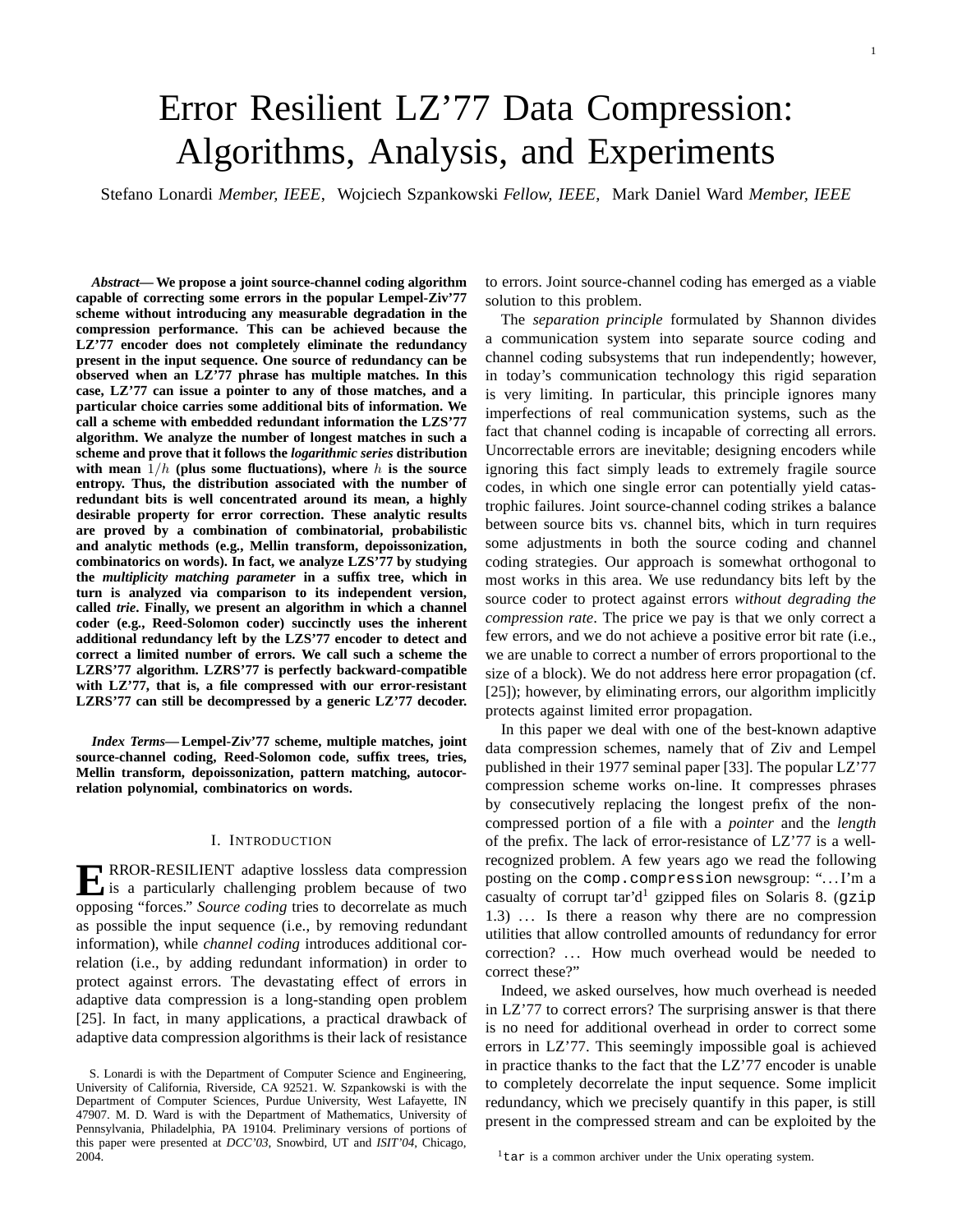# Error Resilient LZ'77 Data Compression: Algorithms, Analysis, and Experiments

Stefano Lonardi *Member, IEEE*, Wojciech Szpankowski *Fellow, IEEE*, Mark Daniel Ward *Member, IEEE*

***Abstract*— We propose a joint source-channel coding algorithm capable of correcting some errors in the popular Lempel-Ziv'77 scheme without introducing any measurable degradation in the compression performance. This can be achieved because the LZ'77 encoder does not completely eliminate the redundancy present in the input sequence. One source of redundancy can be observed when an LZ'77 phrase has multiple matches. In this case, LZ'77 can issue a pointer to any of those matches, and a particular choice carries some additional bits of information. We call a scheme with embedded redundant information the LZS'77 algorithm. We analyze the number of longest matches in such a scheme and prove that it follows the *logarithmic series* distribution with mean $1/h$ (plus some fluctuations), where $h$ is the source entropy. Thus, the distribution associated with the number of redundant bits is well concentrated around its mean, a highly desirable property for error correction. These analytic results are proved by a combination of combinatorial, probabilistic and analytic methods (e.g., Mellin transform, depoissonization, combinatorics on words). In fact, we analyze LZS'77 by studying the *multiplicity matching parameter* in a suffix tree, which in turn is analyzed via comparison to its independent version, called *trie*. Finally, we present an algorithm in which a channel coder (e.g., Reed-Solomon coder) succinctly uses the inherent additional redundancy left by the LZS'77 encoder to detect and correct a limited number of errors. We call such a scheme the LZRS'77 algorithm. LZRS'77 is perfectly backward-compatible with LZ'77, that is, a file compressed with our error-resistant LZRS'77 can still be decompressed by a generic LZ'77 decoder.**

***Index Terms*— Lempel-Ziv'77 scheme, multiple matches, joint source-channel coding, Reed-Solomon code, suffix trees, tries, Mellin transform, depoissonization, pattern matching, autocorrelation polynomial, combinatorics on words.**

## I. Introduction

ERROR-RESILIENT adaptive lossless data compression is a particularly challenging problem because of two opposing "forces." *Source coding* tries to decorrelate as much as possible the input sequence (i.e., by removing redundant information), while *channel coding* introduces additional correlation (i.e., by adding redundant information) in order to protect against errors. The devastating effect of errors in adaptive data compression is a long-standing open problem [25]. In fact, in many applications, a practical drawback of adaptive data compression algorithms is their lack of resistance to errors. Joint source-channel coding has emerged as a viable solution to this problem.

The *separation principle* formulated by Shannon divides a communication system into separate source coding and channel coding subsystems that run independently; however, in today's communication technology this rigid separation is very limiting. In particular, this principle ignores many imperfections of real communication systems, such as the fact that channel coding is incapable of correcting all errors. Uncorrectable errors are inevitable; designing encoders while ignoring this fact simply leads to extremely fragile source codes, in which one single error can potentially yield catastrophic failures. Joint source-channel coding strikes a balance between source bits vs. channel bits, which in turn requires some adjustments in both the source coding and channel coding strategies. Our approach is somewhat orthogonal to most works in this area. We use redundancy bits left by the source coder to protect against errors *without degrading the compression rate*. The price we pay is that we only correct a few errors, and we do not achieve a positive error bit rate (i.e., we are unable to correct a number of errors proportional to the size of a block). We do not address here error propagation (cf. [25]); however, by eliminating errors, our algorithm implicitly protects against limited error propagation.

In this paper we deal with one of the best-known adaptive data compression schemes, namely that of Ziv and Lempel published in their 1977 seminal paper [33]. The popular LZ'77 compression scheme works on-line. It compresses phrases by consecutively replacing the longest prefix of the non-compressed portion of a file with a *pointer* and the *length* of the prefix. The lack of error-resistance of LZ'77 is a well-recognized problem. A few years ago we read the following posting on the `comp.compression` newsgroup: "…I'm a casualty of corrupt tar'd[1] gzipped files on Solaris 8. (`gzip` 1.3) … Is there a reason why there are no compression utilities that allow controlled amounts of redundancy for error correction? … How much overhead would be needed to correct these?"

Indeed, we asked ourselves, how much overhead is needed in LZ'77 to correct errors? The surprising answer is that there is no need for additional overhead in order to correct some errors in LZ'77. This seemingly impossible goal is achieved in practice thanks to the fact that the LZ'77 encoder is unable to completely decorrelate the input sequence. Some implicit redundancy, which we precisely quantify in this paper, is still present in the compressed stream and can be exploited by the

S. Lonardi is with the Department of Computer Science and Engineering, University of California, Riverside, CA 92521. W. Szpankowski is with the Department of Computer Sciences, Purdue University, West Lafayette, IN 47907. M. D. Ward is with the Department of Mathematics, University of Pennsylvania, Philadelphia, PA 19104. Preliminary versions of portions of this paper were presented at *DCC'03*, Snowbird, UT and *ISIT'04*, Chicago, 2004.

[1] `tar` is a common archiver under the Unix operating system.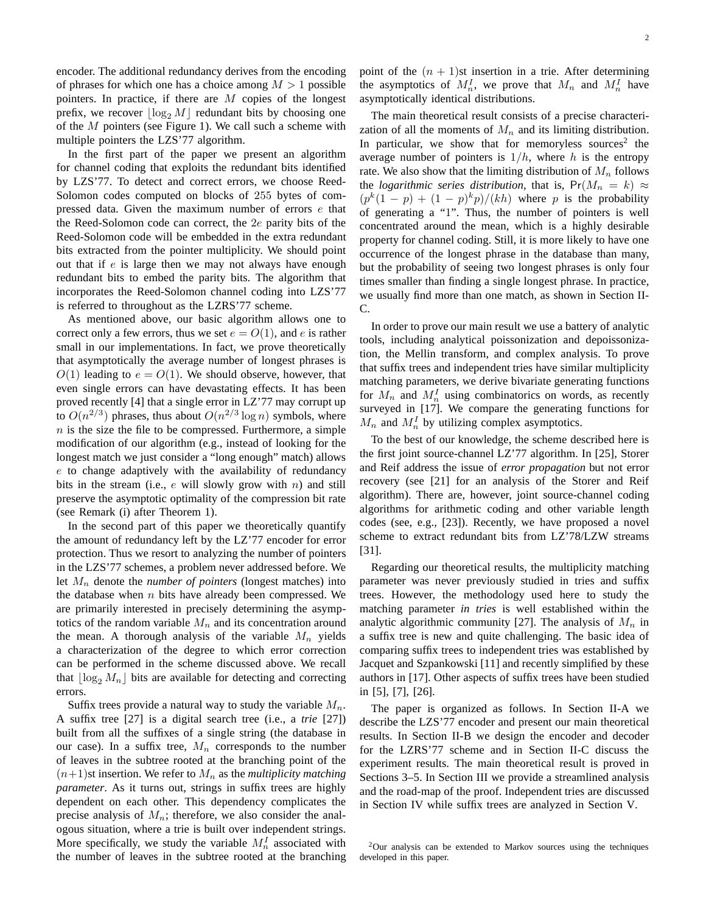encoder. The additional redundancy derives from the encoding of phrases for which one has a choice among $M > 1$ possible pointers. In practice, if there are $M$ copies of the longest prefix, we recover $\lfloor \log_2 M \rfloor$ redundant bits by choosing one of the $M$ pointers (see Figure 1). We call such a scheme with multiple pointers the LZS'77 algorithm.

In the first part of the paper we present an algorithm for channel coding that exploits the redundant bits identified by LZS'77. To detect and correct errors, we choose Reed-Solomon codes computed on blocks of 255 bytes of compressed data. Given the maximum number of errors $e$ that the Reed-Solomon code can correct, the $2e$ parity bits of the Reed-Solomon code will be embedded in the extra redundant bits extracted from the pointer multiplicity. We should point out that if $e$ is large then we may not always have enough redundant bits to embed the parity bits. The algorithm that incorporates the Reed-Solomon channel coding into LZS'77 is referred to throughout as the LZRS'77 scheme.

As mentioned above, our basic algorithm allows one to correct only a few errors, thus we set $e = O(1)$, and $e$ is rather small in our implementations. In fact, we prove theoretically that asymptotically the average number of longest phrases is $O(1)$ leading to $e = O(1)$. We should observe, however, that even single errors can have devastating effects. It has been proved recently [4] that a single error in LZ'77 may corrupt up to $O(n^{2/3})$ phrases, thus about $O(n^{2/3} \log n)$ symbols, where $n$ is the size the file to be compressed. Furthermore, a simple modification of our algorithm (e.g., instead of looking for the longest match we just consider a "long enough" match) allows $e$ to change adaptively with the availability of redundancy bits in the stream (i.e., $e$ will slowly grow with $n$) and still preserve the asymptotic optimality of the compression bit rate (see Remark (i) after Theorem 1).

In the second part of this paper we theoretically quantify the amount of redundancy left by the LZ'77 encoder for error protection. Thus we resort to analyzing the number of pointers in the LZS'77 schemes, a problem never addressed before. We let $M_n$ denote the *number of pointers* (longest matches) into the database when $n$ bits have already been compressed. We are primarily interested in precisely determining the asymptotics of the random variable $M_n$ and its concentration around the mean. A thorough analysis of the variable $M_n$ yields a characterization of the degree to which error correction can be performed in the scheme discussed above. We recall that $\lfloor \log_2 M_n \rfloor$ bits are available for detecting and correcting errors.

Suffix trees provide a natural way to study the variable $M_n$. A suffix tree [27] is a digital search tree (i.e., a *trie* [27]) built from all the suffixes of a single string (the database in our case). In a suffix tree, $M_n$ corresponds to the number of leaves in the subtree rooted at the branching point of the $(n+1)$st insertion. We refer to $M_n$ as the *multiplicity matching parameter*. As it turns out, strings in suffix trees are highly dependent on each other. This dependency complicates the precise analysis of $M_n$; therefore, we also consider the analogous situation, where a trie is built over independent strings. More specifically, we study the variable $M_n^I$ associated with the number of leaves in the subtree rooted at the branching point of the $(n+1)$st insertion in a trie. After determining the asymptotics of $M_n^I$, we prove that $M_n$ and $M_n^I$ have asymptotically identical distributions.

The main theoretical result consists of a precise characterization of all the moments of $M_n$ and its limiting distribution. In particular, we show that for memoryless sources[2] the average number of pointers is $1/h$, where $h$ is the entropy rate. We also show that the limiting distribution of $M_n$ follows the *logarithmic series distribution*, that is, $\Pr(M_n = k) \approx (p^k(1-p) + (1-p)^k p)/(kh)$ where $p$ is the probability of generating a "1". Thus, the number of pointers is well concentrated around the mean, which is a highly desirable property for channel coding. Still, it is more likely to have one occurrence of the longest phrase in the database than many, but the probability of seeing two longest phrases is only four times smaller than finding a single longest phrase. In practice, we usually find more than one match, as shown in Section II-C.

In order to prove our main result we use a battery of analytic tools, including analytical poissonization and depoissonization, the Mellin transform, and complex analysis. To prove that suffix trees and independent tries have similar multiplicity matching parameters, we derive bivariate generating functions for $M_n$ and $M_n^I$ using combinatorics on words, as recently surveyed in [17]. We compare the generating functions for $M_n$ and $M_n^I$ by utilizing complex asymptotics.

To the best of our knowledge, the scheme described here is the first joint source-channel LZ'77 algorithm. In [25], Storer and Reif address the issue of *error propagation* but not error recovery (see [21] for an analysis of the Storer and Reif algorithm). There are, however, joint source-channel coding algorithms for arithmetic coding and other variable length codes (see, e.g., [23]). Recently, we have proposed a novel scheme to extract redundant bits from LZ'78/LZW streams [31].

Regarding our theoretical results, the multiplicity matching parameter was never previously studied in tries and suffix trees. However, the methodology used here to study the matching parameter *in tries* is well established within the analytic algorithmic community [27]. The analysis of $M_n$ in a suffix tree is new and quite challenging. The basic idea of comparing suffix trees to independent tries was established by Jacquet and Szpankowski [11] and recently simplified by these authors in [17]. Other aspects of suffix trees have been studied in [5], [7], [26].

The paper is organized as follows. In Section II-A we describe the LZS'77 encoder and present our main theoretical results. In Section II-B we design the encoder and decoder for the LZRS'77 scheme and in Section II-C discuss the experiment results. The main theoretical result is proved in Sections 3–5. In Section III we provide a streamlined analysis and the road-map of the proof. Independent tries are discussed in Section IV while suffix trees are analyzed in Section V.

[2]Our analysis can be extended to Markov sources using the techniques developed in this paper.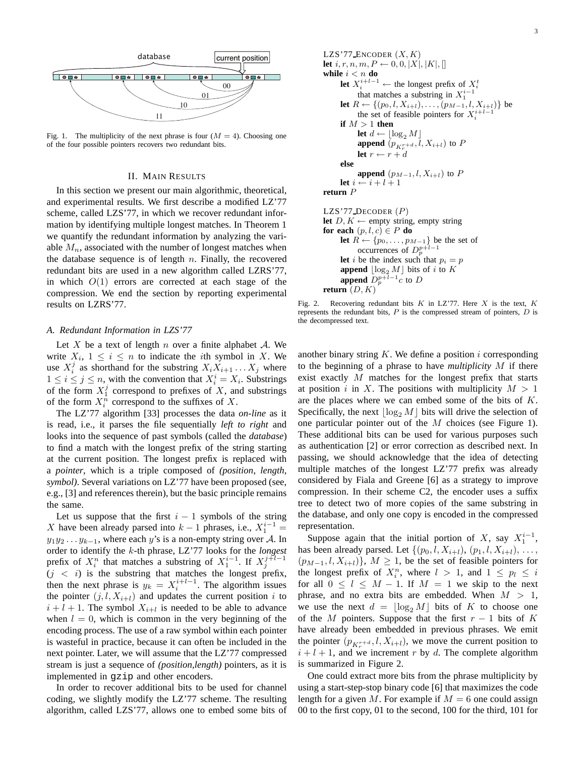Fig. 1. The multiplicity of the next phrase is four ($M = 4$). Choosing one of the four possible pointers recovers two redundant bits.

## II. Main Results

In this section we present our main algorithmic, theoretical, and experimental results. We first describe a modified LZ'77 scheme, called LZS'77, in which we recover redundant information by identifying multiple longest matches. In Theorem 1 we quantify the redundant information by analyzing the variable $M_n$, associated with the number of longest matches when the database sequence is of length $n$. Finally, the recovered redundant bits are used in a new algorithm called LZRS'77, in which $O(1)$ errors are corrected at each stage of the compression. We end the section by reporting experimental results on LZRS'77.

### A. Redundant Information in LZS'77

Let $X$ be a text of length $n$ over a finite alphabet $\mathcal{A}$. We write $X_i$, $1 \leq i \leq n$ to indicate the $i$th symbol in $X$. We use $X_i^j$ as shorthand for the substring $X_i X_{i+1} \dots X_j$ where $1 \leq i \leq j \leq n$, with the convention that $X_i^i = X_i$. Substrings of the form $X_1^j$ correspond to prefixes of $X$, and substrings of the form $X_i^n$ correspond to the suffixes of $X$.

The LZ'77 algorithm [33] processes the data *on-line* as it is read, i.e., it parses the file sequentially *left to right* and looks into the sequence of past symbols (called the *database*) to find a match with the longest prefix of the string starting at the current position. The longest prefix is replaced with a *pointer*, which is a triple composed of *(position, length, symbol)*. Several variations on LZ'77 have been proposed (see, e.g., [3] and references therein), but the basic principle remains the same.

Let us suppose that the first $i-1$ symbols of the string $X$ have been already parsed into $k-1$ phrases, i.e., $X_1^{i-1} = y_1 y_2 \dots y_{k-1}$, where each $y$'s is a non-empty string over $\mathcal{A}$. In order to identify the $k$-th phrase, LZ'77 looks for the *longest* prefix of $X_i^n$ that matches a substring of $X_1^{i-1}$. If $X_j^{j+l-1}$ ($j < i$) is the substring that matches the longest prefix, then the next phrase is $y_k = X_i^{i+l-1}$. The algorithm issues the pointer $(j, l, X_{i+l})$ and updates the current position $i$ to $i+l+1$. The symbol $X_{i+l}$ is needed to be able to advance when $l = 0$, which is common in the very beginning of the encoding process. The use of a raw symbol within each pointer is wasteful in practice, because it can often be included in the next pointer. Later, we will assume that the LZ'77 compressed stream is just a sequence of *(position,length)* pointers, as it is implemented in gzip and other encoders.

In order to recover additional bits to be used for channel coding, we slightly modify the LZ'77 scheme. The resulting algorithm, called LZS'77, allows one to embed some bits of another binary string $K$. We define a position $i$ corresponding to the beginning of a phrase to have *multiplicity* $M$ if there exist exactly $M$ matches for the longest prefix that starts at position $i$ in $X$. The positions with multiplicity $M > 1$ are the places where we can embed some of the bits of $K$. Specifically, the next $\lfloor \log_2 M \rfloor$ bits will drive the selection of one particular pointer out of the $M$ choices (see Figure 1). These additional bits can be used for various purposes such as authentication [2] or error correction as described next. In passing, we should acknowledge that the idea of detecting multiple matches of the longest LZ'77 prefix was already considered by Fiala and Greene [6] as a strategy to improve compression. In their scheme C2, the encoder uses a suffix tree to detect two of more copies of the same substring in the database, and only one copy is encoded in the compressed representation.

```
LZS'77_ENCODER (X, K)
let i, r, n, m, P ← 0, 0, |X|, |K|, []
while i < n do
    let X_i^{i+l-1} ← the longest prefix of X_i^t
        that matches a substring in X_1^{i-1}
    let R ← {(p_0, l, X_{i+l}), ..., (p_{M-1}, l, X_{i+l})} be
        the set of feasible pointers for X_i^{i+l-1}
    if M > 1 then
        let d ← ⌊log_2 M⌋
        append (p_{K_r^{r+d}}, l, X_{i+l}) to P
        let r ← r + d
    else
        append (p_{M-1}, l, X_{i+l}) to P
    let i ← i + l + 1
return P

LZS'77_DECODER (P)
let D, K ← empty string, empty string
for each (p, l, c) ∈ P do
    let R ← {p_0, ..., p_{M-1}} be the set of
        occurrences of D_p^{p+l-1}
    let i be the index such that p_i = p
    append ⌊log_2 M⌋ bits of i to K
    append D_p^{p+l-1} c to D
return (D, K)
```

Fig. 2. Recovering redundant bits $K$ in LZ'77. Here $X$ is the text, $K$ represents the redundant bits, $P$ is the compressed stream of pointers, $D$ is the decompressed text.

Suppose again that the initial portion of $X$, say $X_1^{i-1}$, has been already parsed. Let $\{(p_0, l, X_{i+l}), (p_1, l, X_{i+l}), \dots, (p_{M-1}, l, X_{i+l})\}$, $M \geq 1$, be the set of feasible pointers for the longest prefix of $X_i^n$, where $l > 1$, and $1 \leq p_l \leq i$ for all $0 \leq l \leq M-1$. If $M = 1$ we skip to the next phrase, and no extra bits are embedded. When $M > 1$, we use the next $d = \lfloor \log_2 M \rfloor$ bits of $K$ to choose one of the $M$ pointers. Suppose that the first $r-1$ bits of $K$ have already been embedded in previous phrases. We emit the pointer $(p_{K_r^{r+d}}, l, X_{i+l})$, we move the current position to $i+l+1$, and we increment $r$ by $d$. The complete algorithm is summarized in Figure 2.

One could extract more bits from the phrase multiplicity by using a start-step-stop binary code [6] that maximizes the code length for a given $M$. For example if $M = 6$ one could assign 00 to the first copy, 01 to the second, 100 for the third, 101 for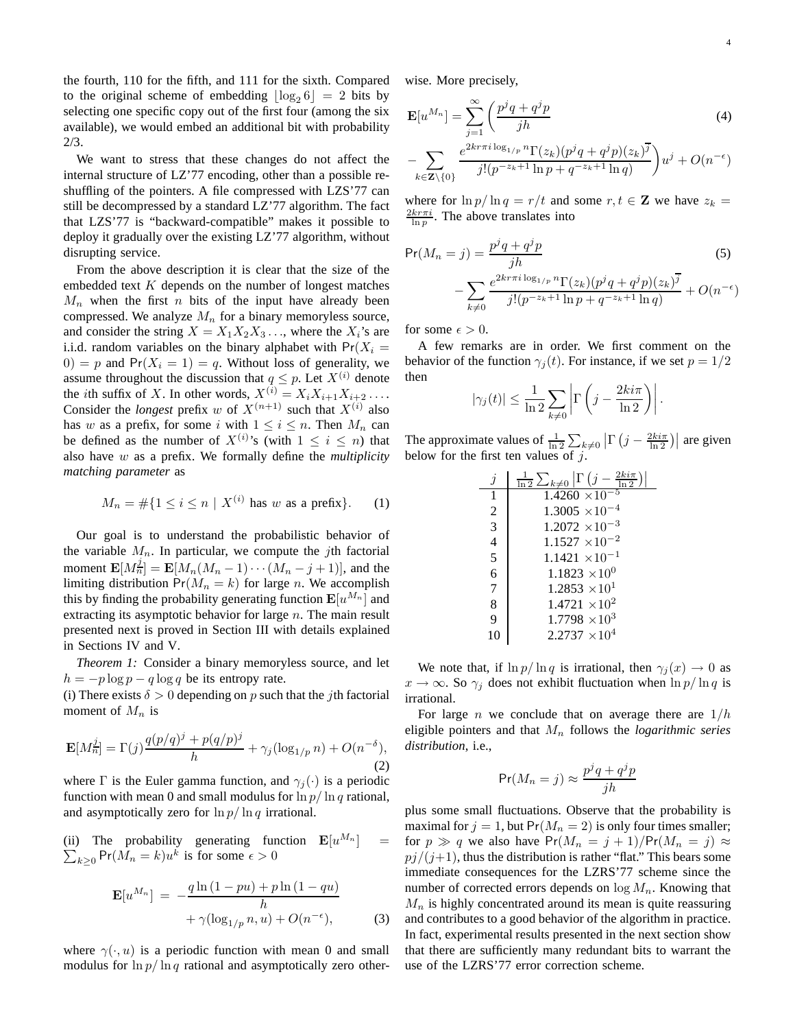the fourth, 110 for the fifth, and 111 for the sixth. Compared to the original scheme of embedding $\lfloor \log_2 6 \rfloor = 2$ bits by selecting one specific copy out of the first four (among the six available), we would embed an additional bit with probability 2/3.

We want to stress that these changes do not affect the internal structure of LZ'77 encoding, other than a possible re-shuffling of the pointers. A file compressed with LZS'77 can still be decompressed by a standard LZ'77 algorithm. The fact that LZS'77 is "backward-compatible" makes it possible to deploy it gradually over the existing LZ'77 algorithm, without disrupting service.

From the above description it is clear that the size of the embedded text $K$ depends on the number of longest matches $M_n$ when the first $n$ bits of the input have already been compressed. We analyze $M_n$ for a binary memoryless source, and consider the string $X = X_1 X_2 X_3 \ldots$, where the $X_i$'s are i.i.d. random variables on the binary alphabet with $\Pr(X_i = 0) = p$ and $\Pr(X_i = 1) = q$. Without loss of generality, we assume throughout the discussion that $q \leq p$. Let $X^{(i)}$ denote the $i$th suffix of $X$. In other words, $X^{(i)} = X_i X_{i+1} X_{i+2} \ldots$. Consider the *longest* prefix $w$ of $X^{(n+1)}$ such that $X^{(i)}$ also has $w$ as a prefix, for some $i$ with $1 \leq i \leq n$. Then $M_n$ can be defined as the number of $X^{(i)}$'s (with $1 \leq i \leq n$) that also have $w$ as a prefix. We formally define the *multiplicity matching parameter* as

$$M_n = \#\{1 \leq i \leq n \mid X^{(i)} \text{ has } w \text{ as a prefix}\}. \quad (1)$$

Our goal is to understand the probabilistic behavior of the variable $M_n$. In particular, we compute the $j$th factorial moment $\mathbf{E}[M_n^{\underline{j}}] = \mathbf{E}[M_n(M_n-1)\cdots(M_n-j+1)]$, and the limiting distribution $\Pr(M_n = k)$ for large $n$. We accomplish this by finding the probability generating function $\mathbf{E}[u^{M_n}]$ and extracting its asymptotic behavior for large $n$. The main result presented next is proved in Section III with details explained in Sections IV and V.

*Theorem 1:* Consider a binary memoryless source, and let $h = -p\log p - q \log q$ be its entropy rate.

(i) There exists $\delta > 0$ depending on $p$ such that the $j$th factorial moment of $M_n$ is

$$\mathbf{E}[M_n^{\underline{j}}] = \Gamma(j)\frac{q(p/q)^j + p(q/p)^j}{h} + \gamma_j(\log_{1/p} n) + O(n^{-\delta}), \quad (2)$$

where $\Gamma$ is the Euler gamma function, and $\gamma_j(\cdot)$ is a periodic function with mean 0 and small modulus for $\ln p / \ln q$ rational, and asymptotically zero for $\ln p / \ln q$ irrational.

(ii) The probability generating function $\mathbf{E}[u^{M_n}] = \sum_{k \geq 0} \Pr(M_n = k) u^k$ is for some $\epsilon > 0$

$$\mathbf{E}[u^{M_n}] = -\frac{q\ln(1-pu) + p\ln(1-qu)}{h} + \gamma(\log_{1/p} n, u) + O(n^{-\epsilon}), \quad (3)$$

where $\gamma(\cdot, u)$ is a periodic function with mean 0 and small modulus for $\ln p / \ln q$ rational and asymptotically zero otherwise. More precisely,

$$\mathbf{E}[u^{M_n}] = \sum_{j=1}^{\infty}\Bigg(\frac{p^j q + q^j p}{jh} - \sum_{k \in \mathbf{Z}\setminus\{0\}} \frac{e^{2kr\pi i \log_{1/p} n}\Gamma(z_k)(p^j q + q^j p)(z_k)^{\overline{j}}}{j!(p^{-z_k+1}\ln p + q^{-z_k+1}\ln q)}\Bigg)u^j + O(n^{-\epsilon}) \quad (4)$$

where for $\ln p / \ln q = r/t$ and some $r, t \in \mathbf{Z}$ we have $z_k = \frac{2kr\pi i}{\ln p}$. The above translates into

$$\Pr(M_n = j) = \frac{p^j q + q^j p}{jh} - \sum_{k \neq 0} \frac{e^{2kr\pi i \log_{1/p} n}\Gamma(z_k)(p^j q + q^j p)(z_k)^{\overline{j}}}{j!(p^{-z_k+1}\ln p + q^{-z_k+1}\ln q)} + O(n^{-\epsilon}) \quad (5)$$

for some $\epsilon > 0$.

A few remarks are in order. We first comment on the behavior of the function $\gamma_j(t)$. For instance, if we set $p = 1/2$ then

$$|\gamma_j(t)| \leq \frac{1}{\ln 2}\sum_{k \neq 0}\left|\Gamma\left(j - \frac{2ki\pi}{\ln 2}\right)\right|.$$

The approximate values of $\frac{1}{\ln 2}\sum_{k \neq 0}\left|\Gamma\left(j - \frac{2ki\pi}{\ln 2}\right)\right|$ are given below for the first ten values of $j$.

| $j$ | $\frac{1}{\ln 2}\sum_{k \neq 0}\left\|\Gamma\left(j - \frac{2ki\pi}{\ln 2}\right)\right\|$ |
|---|---|
| 1 | $1.4260 \times 10^{-5}$ |
| 2 | $1.3005 \times 10^{-4}$ |
| 3 | $1.2072 \times 10^{-3}$ |
| 4 | $1.1527 \times 10^{-2}$ |
| 5 | $1.1421 \times 10^{-1}$ |
| 6 | $1.1823 \times 10^{0}$ |
| 7 | $1.2853 \times 10^{1}$ |
| 8 | $1.4721 \times 10^{2}$ |
| 9 | $1.7798 \times 10^{3}$ |
| 10 | $2.2737 \times 10^{4}$ |

We note that, if $\ln p / \ln q$ is irrational, then $\gamma_j(x) \to 0$ as $x \to \infty$. So $\gamma_j$ does not exhibit fluctuation when $\ln p / \ln q$ is irrational.

For large $n$ we conclude that on average there are $1/h$ eligible pointers and that $M_n$ follows the *logarithmic series distribution*, i.e.,

$$\Pr(M_n = j) \approx \frac{p^j q + q^j p}{jh}$$

plus some small fluctuations. Observe that the probability is maximal for $j = 1$, but $\Pr(M_n = 2)$ is only four times smaller; for $p \gg q$ we also have $\Pr(M_n = j+1)/\Pr(M_n = j) \approx pj/(j+1)$, thus the distribution is rather "flat." This bears some immediate consequences for the LZRS'77 scheme since the number of corrected errors depends on $\log M_n$. Knowing that $M_n$ is highly concentrated around its mean is quite reassuring and contributes to a good behavior of the algorithm in practice. In fact, experimental results presented in the next section show that there are sufficiently many redundant bits to warrant the use of the LZRS'77 error correction scheme.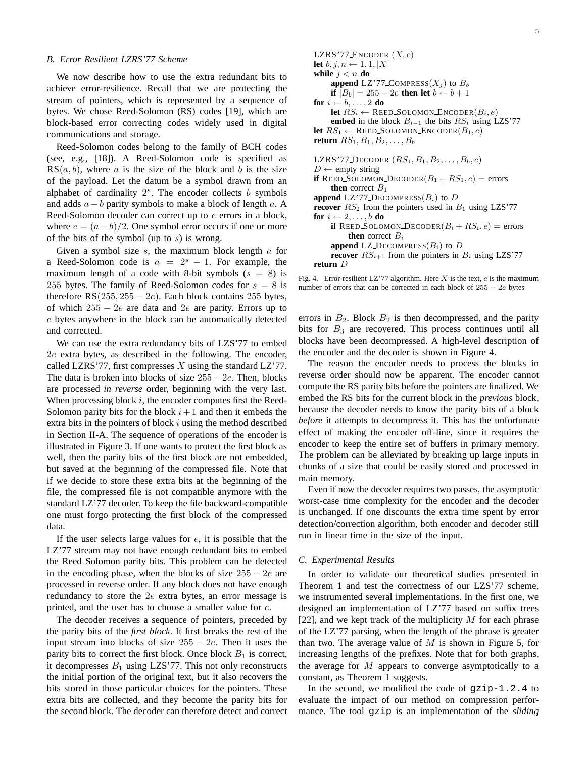### B. Error Resilient LZRS'77 Scheme

We now describe how to use the extra redundant bits to achieve error-resilience. Recall that we are protecting the stream of pointers, which is represented by a sequence of bytes. We chose Reed-Solomon (RS) codes [19], which are block-based error correcting codes widely used in digital communications and storage.

Reed-Solomon codes belong to the family of BCH codes (see, e.g., [18]). A Reed-Solomon code is specified as $\mathrm{RS}(a, b)$, where $a$ is the size of the block and $b$ is the size of the payload. Let the datum be a symbol drawn from an alphabet of cardinality $2^s$. The encoder collects $b$ symbols and adds $a - b$ parity symbols to make a block of length $a$. A Reed-Solomon decoder can correct up to $e$ errors in a block, where $e = (a - b)/2$. One symbol error occurs if one or more of the bits of the symbol (up to $s$) is wrong.

Given a symbol size $s$, the maximum block length $a$ for a Reed-Solomon code is $a = 2^s - 1$. For example, the maximum length of a code with 8-bit symbols ($s = 8$) is 255 bytes. The family of Reed-Solomon codes for $s = 8$ is therefore $\mathrm{RS}(255, 255 - 2e)$. Each block contains 255 bytes, of which $255 - 2e$ are data and $2e$ are parity. Errors up to $e$ bytes anywhere in the block can be automatically detected and corrected.

We can use the extra redundancy bits of LZS'77 to embed $2e$ extra bytes, as described in the following. The encoder, called LZRS'77, first compresses $X$ using the standard LZ'77. The data is broken into blocks of size $255 - 2e$. Then, blocks are processed *in reverse* order, beginning with the very last. When processing block $i$, the encoder computes first the Reed-Solomon parity bits for the block $i+1$ and then it embeds the extra bits in the pointers of block $i$ using the method described in Section II-A. The sequence of operations of the encoder is illustrated in Figure 3. If one wants to protect the first block as well, then the parity bits of the first block are not embedded, but saved at the beginning of the compressed file. Note that if we decide to store these extra bits at the beginning of the file, the compressed file is not compatible anymore with the standard LZ'77 decoder. To keep the file backward-compatible one must forgo protecting the first block of the compressed data.

If the user selects large values for $e$, it is possible that the LZ'77 stream may not have enough redundant bits to embed the Reed Solomon parity bits. This problem can be detected in the encoding phase, when the blocks of size $255 - 2e$ are processed in reverse order. If any block does not have enough redundancy to store the $2e$ extra bytes, an error message is printed, and the user has to choose a smaller value for $e$.

The decoder receives a sequence of pointers, preceded by the parity bits of the *first block*. It first breaks the rest of the input stream into blocks of size $255 - 2e$. Then it uses the parity bits to correct the first block. Once block $B_1$ is correct, it decompresses $B_1$ using LZS'77. This not only reconstructs the initial portion of the original text, but it also recovers the bits stored in those particular choices for the pointers. These extra bits are collected, and they become the parity bits for the second block. The decoder can therefore detect and correct errors in $B_2$. Block $B_2$ is then decompressed, and the parity bits for $B_3$ are recovered. This process continues until all blocks have been decompressed. A high-level description of the encoder and the decoder is shown in Figure 4.

```
LZRS'77_ENCODER (X, e)
let b, j, n ← 1, 1, |X|
while j < n do
    append LZ'77_COMPRESS(X_j) to B_b
    if |B_b| = 255 − 2e then let b ← b + 1
for i ← b, ..., 2 do
    let RS_i ← REED_SOLOMON_ENCODER(B_i, e)
    embed in the block B_{i−1} the bits RS_i using LZS'77
let RS_1 ← REED_SOLOMON_ENCODER(B_1, e)
return RS_1, B_1, B_2, ..., B_b

LZRS'77_DECODER (RS_1, B_1, B_2, ..., B_b, e)
D ← empty string
if REED_SOLOMON_DECODER(B_1 + RS_1, e) = errors
    then correct B_1
append LZ'77_DECOMPRESS(B_1) to D
recover RS_2 from the pointers used in B_1 using LZS'77
for i ← 2, ..., b do
    if REED_SOLOMON_DECODER(B_i + RS_i, e) = errors
        then correct B_i
    append LZ_DECOMPRESS(B_i) to D
    recover RS_{i+1} from the pointers in B_i using LZS'77
return D
```

Fig. 4. Error-resilient LZ'77 algorithm. Here $X$ is the text, $e$ is the maximum number of errors that can be corrected in each block of $255 - 2e$ bytes

The reason the encoder needs to process the blocks in reverse order should now be apparent. The encoder cannot compute the RS parity bits before the pointers are finalized. We embed the RS bits for the current block in the *previous* block, because the decoder needs to know the parity bits of a block *before* it attempts to decompress it. This has the unfortunate effect of making the encoder off-line, since it requires the encoder to keep the entire set of buffers in primary memory. The problem can be alleviated by breaking up large inputs in chunks of a size that could be easily stored and processed in main memory.

Even if now the decoder requires two passes, the asymptotic worst-case time complexity for the encoder and the decoder is unchanged. If one discounts the extra time spent by error detection/correction algorithm, both encoder and decoder still run in linear time in the size of the input.

### C. Experimental Results

In order to validate our theoretical studies presented in Theorem 1 and test the correctness of our LZS'77 scheme, we instrumented several implementations. In the first one, we designed an implementation of LZ'77 based on suffix trees [22], and we kept track of the multiplicity $M$ for each phrase of the LZ'77 parsing, when the length of the phrase is greater than two. The average value of $M$ is shown in Figure 5, for increasing lengths of the prefixes. Note that for both graphs, the average for $M$ appears to converge asymptotically to a constant, as Theorem 1 suggests.

In the second, we modified the code of `gzip-1.2.4` to evaluate the impact of our method on compression performance. The tool `gzip` is an implementation of the *sliding*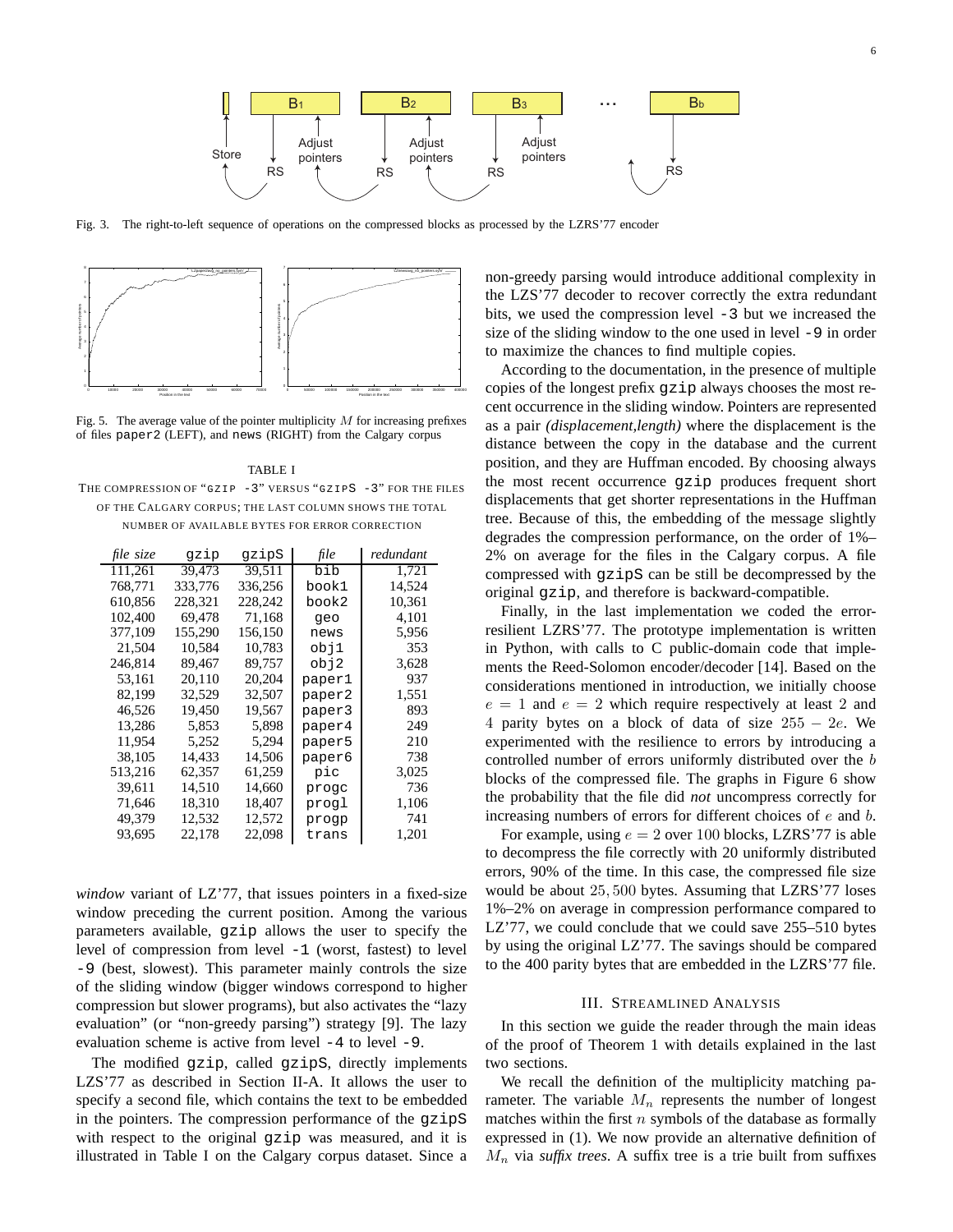Fig. 3. The right-to-left sequence of operations on the compressed blocks as processed by the LZRS'77 encoder

Fig. 5. The average value of the pointer multiplicity $M$ for increasing prefixes of files paper2 (LEFT), and news (RIGHT) from the Calgary corpus

TABLE I
THE COMPRESSION OF "GZIP -3" VERSUS "GZIPS -3" FOR THE FILES OF THE CALGARY CORPUS; THE LAST COLUMN SHOWS THE TOTAL NUMBER OF AVAILABLE BYTES FOR ERROR CORRECTION

| *file size* | gzip | gzipS | *file* | *redundant* |
|---|---|---|---|---|
| 111,261 | 39,473 | 39,511 | bib | 1,721 |
| 768,771 | 333,776 | 336,256 | book1 | 14,524 |
| 610,856 | 228,321 | 228,242 | book2 | 10,361 |
| 102,400 | 69,478 | 71,168 | geo | 4,101 |
| 377,109 | 155,290 | 156,150 | news | 5,956 |
| 21,504 | 10,584 | 10,783 | obj1 | 353 |
| 246,814 | 89,467 | 89,757 | obj2 | 3,628 |
| 53,161 | 20,110 | 20,204 | paper1 | 937 |
| 82,199 | 32,529 | 32,507 | paper2 | 1,551 |
| 46,526 | 19,450 | 19,567 | paper3 | 893 |
| 13,286 | 5,853 | 5,898 | paper4 | 249 |
| 11,954 | 5,252 | 5,294 | paper5 | 210 |
| 38,105 | 14,433 | 14,506 | paper6 | 738 |
| 513,216 | 62,357 | 61,259 | pic | 3,025 |
| 39,611 | 14,510 | 14,660 | progc | 736 |
| 71,646 | 18,310 | 18,407 | progl | 1,106 |
| 49,379 | 12,532 | 12,572 | progp | 741 |
| 93,695 | 22,178 | 22,098 | trans | 1,201 |

*window* variant of LZ'77, that issues pointers in a fixed-size window preceding the current position. Among the various parameters available, gzip allows the user to specify the level of compression from level -1 (worst, fastest) to level -9 (best, slowest). This parameter mainly controls the size of the sliding window (bigger windows correspond to higher compression but slower programs), but also activates the "lazy evaluation" (or "non-greedy parsing") strategy [9]. The lazy evaluation scheme is active from level -4 to level -9.

The modified gzip, called gzipS, directly implements LZS'77 as described in Section II-A. It allows the user to specify a second file, which contains the text to be embedded in the pointers. The compression performance of the gzipS with respect to the original gzip was measured, and it is illustrated in Table I on the Calgary corpus dataset. Since a non-greedy parsing would introduce additional complexity in the LZS'77 decoder to recover correctly the extra redundant bits, we used the compression level -3 but we increased the size of the sliding window to the one used in level -9 in order to maximize the chances to find multiple copies.

According to the documentation, in the presence of multiple copies of the longest prefix gzip always chooses the most recent occurrence in the sliding window. Pointers are represented as a pair *(displacement,length)* where the displacement is the distance between the copy in the database and the current position, and they are Huffman encoded. By choosing always the most recent occurrence gzip produces frequent short displacements that get shorter representations in the Huffman tree. Because of this, the embedding of the message slightly degrades the compression performance, on the order of 1%–2% on average for the files in the Calgary corpus. A file compressed with gzipS can be still be decompressed by the original gzip, and therefore is backward-compatible.

Finally, in the last implementation we coded the error-resilient LZRS'77. The prototype implementation is written in Python, with calls to C public-domain code that implements the Reed-Solomon encoder/decoder [14]. Based on the considerations mentioned in introduction, we initially choose $e = 1$ and $e = 2$ which require respectively at least 2 and 4 parity bytes on a block of data of size $255 - 2e$. We experimented with the resilience to errors by introducing a controlled number of errors uniformly distributed over the $b$ blocks of the compressed file. The graphs in Figure 6 show the probability that the file did *not* uncompress correctly for increasing numbers of errors for different choices of $e$ and $b$.

For example, using $e = 2$ over 100 blocks, LZRS'77 is able to decompress the file correctly with 20 uniformly distributed errors, 90% of the time. In this case, the compressed file size would be about $25,500$ bytes. Assuming that LZRS'77 loses 1%–2% on average in compression performance compared to LZ'77, we could conclude that we could save 255–510 bytes by using the original LZ'77. The savings should be compared to the 400 parity bytes that are embedded in the LZRS'77 file.

## III. STREAMLINED ANALYSIS

In this section we guide the reader through the main ideas of the proof of Theorem 1 with details explained in the last two sections.

We recall the definition of the multiplicity matching parameter. The variable $M_n$ represents the number of longest matches within the first $n$ symbols of the database as formally expressed in (1). We now provide an alternative definition of $M_n$ via *suffix trees*. A suffix tree is a trie built from suffixes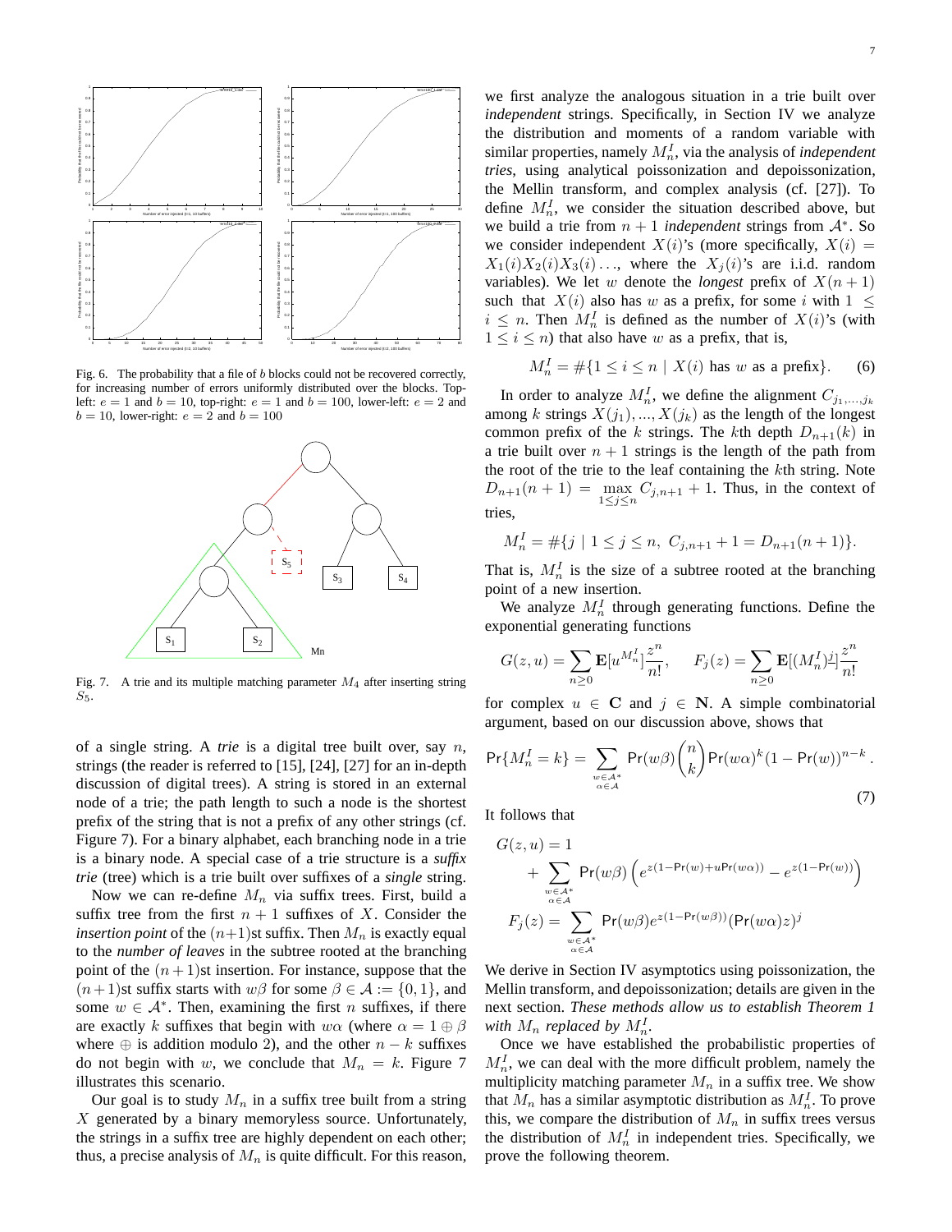Fig. 6. The probability that a file of $b$ blocks could not be recovered correctly, for increasing number of errors uniformly distributed over the blocks. Top-left: $e = 1$ and $b = 10$, top-right: $e = 1$ and $b = 100$, lower-left: $e = 2$ and $b = 10$, lower-right: $e = 2$ and $b = 100$

Fig. 7. A trie and its multiple matching parameter $M_4$ after inserting string $S_5$.

of a single string. A *trie* is a digital tree built over, say $n$, strings (the reader is referred to [15], [24], [27] for an in-depth discussion of digital trees). A string is stored in an external node of a trie; the path length to such a node is the shortest prefix of the string that is not a prefix of any other strings (cf. Figure 7). For a binary alphabet, each branching node in a trie is a binary node. A special case of a trie structure is a *suffix trie* (tree) which is a trie built over suffixes of a *single* string.

Now we can re-define $M_n$ via suffix trees. First, build a suffix tree from the first $n+1$ suffixes of $X$. Consider the *insertion point* of the $(n+1)$st suffix. Then $M_n$ is exactly equal to the *number of leaves* in the subtree rooted at the branching point of the $(n+1)$st insertion. For instance, suppose that the $(n+1)$st suffix starts with $w\beta$ for some $\beta \in \mathcal{A} := \{0, 1\}$, and some $w \in \mathcal{A}^*$. Then, examining the first $n$ suffixes, if there are exactly $k$ suffixes that begin with $w\alpha$ (where $\alpha = 1 \oplus \beta$ where $\oplus$ is addition modulo 2), and the other $n-k$ suffixes do not begin with $w$, we conclude that $M_n = k$. Figure 7 illustrates this scenario.

Our goal is to study $M_n$ in a suffix tree built from a string $X$ generated by a binary memoryless source. Unfortunately, the strings in a suffix tree are highly dependent on each other; thus, a precise analysis of $M_n$ is quite difficult. For this reason, we first analyze the analogous situation in a trie built over *independent* strings. Specifically, in Section IV we analyze the distribution and moments of a random variable with similar properties, namely $M_n^I$, via the analysis of *independent tries*, using analytical poissonization and depoissonization, the Mellin transform, and complex analysis (cf. [27]). To define $M_n^I$, we consider the situation described above, but we build a trie from $n+1$ *independent* strings from $\mathcal{A}^*$. So we consider independent $X(i)$'s (more specifically, $X(i) = X_1(i)X_2(i)X_3(i)\ldots$, where the $X_j(i)$'s are i.i.d. random variables). We let $w$ denote the *longest* prefix of $X(n+1)$ such that $X(i)$ also has $w$ as a prefix, for some $i$ with $1 \le i \le n$. Then $M_n^I$ is defined as the number of $X(i)$'s (with $1 \le i \le n$) that also have $w$ as a prefix, that is,

$$M_n^I = \#\{1 \le i \le n \mid X(i) \text{ has } w \text{ as a prefix}\}. \qquad (6)$$

In order to analyze $M_n^I$, we define the alignment $C_{j_1,\ldots,j_k}$ among $k$ strings $X(j_1), \ldots, X(j_k)$ as the length of the longest common prefix of the $k$ strings. The $k$th depth $D_{n+1}(k)$ in a trie built over $n+1$ strings is the length of the path from the root of the trie to the leaf containing the $k$th string. Note $D_{n+1}(n+1) = \max_{1\le j\le n} C_{j,n+1} + 1$. Thus, in the context of tries,

$$M_n^I = \#\{j \mid 1 \le j \le n,\ C_{j,n+1} + 1 = D_{n+1}(n+1)\}.$$

That is, $M_n^I$ is the size of a subtree rooted at the branching point of a new insertion.

We analyze $M_n^I$ through generating functions. Define the exponential generating functions

$$G(z,u) = \sum_{n\ge 0} \mathbf{E}[u^{M_n^I}]\frac{z^n}{n!}, \qquad F_j(z) = \sum_{n\ge 0} \mathbf{E}[(M_n^I)^{\underline{j}}]\frac{z^n}{n!}$$

for complex $u \in \mathbf{C}$ and $j \in \mathbf{N}$. A simple combinatorial argument, based on our discussion above, shows that

$$\Pr\{M_n^I = k\} = \sum_{\substack{w\in\mathcal{A}^* \\ \alpha\in\mathcal{A}}} \Pr(w\beta)\binom{n}{k}\Pr(w\alpha)^k(1-\Pr(w))^{n-k}. \qquad (7)$$

It follows that

$$G(z,u) = 1 + \sum_{\substack{w\in\mathcal{A}^* \\ \alpha\in\mathcal{A}}} \Pr(w\beta)\left(e^{z(1-\Pr(w)+u\Pr(w\alpha))} - e^{z(1-\Pr(w))}\right)$$

$$F_j(z) = \sum_{\substack{w\in\mathcal{A}^* \\ \alpha\in\mathcal{A}}} \Pr(w\beta)e^{z(1-\Pr(w\beta))}(\Pr(w\alpha)z)^j$$

We derive in Section IV asymptotics using poissonization, the Mellin transform, and depoissonization; details are given in the next section. *These methods allow us to establish Theorem 1 with $M_n$ replaced by $M_n^I$.*

Once we have established the probabilistic properties of $M_n^I$, we can deal with the more difficult problem, namely the multiplicity matching parameter $M_n$ in a suffix tree. We show that $M_n$ has a similar asymptotic distribution as $M_n^I$. To prove this, we compare the distribution of $M_n$ in suffix trees versus the distribution of $M_n^I$ in independent tries. Specifically, we prove the following theorem.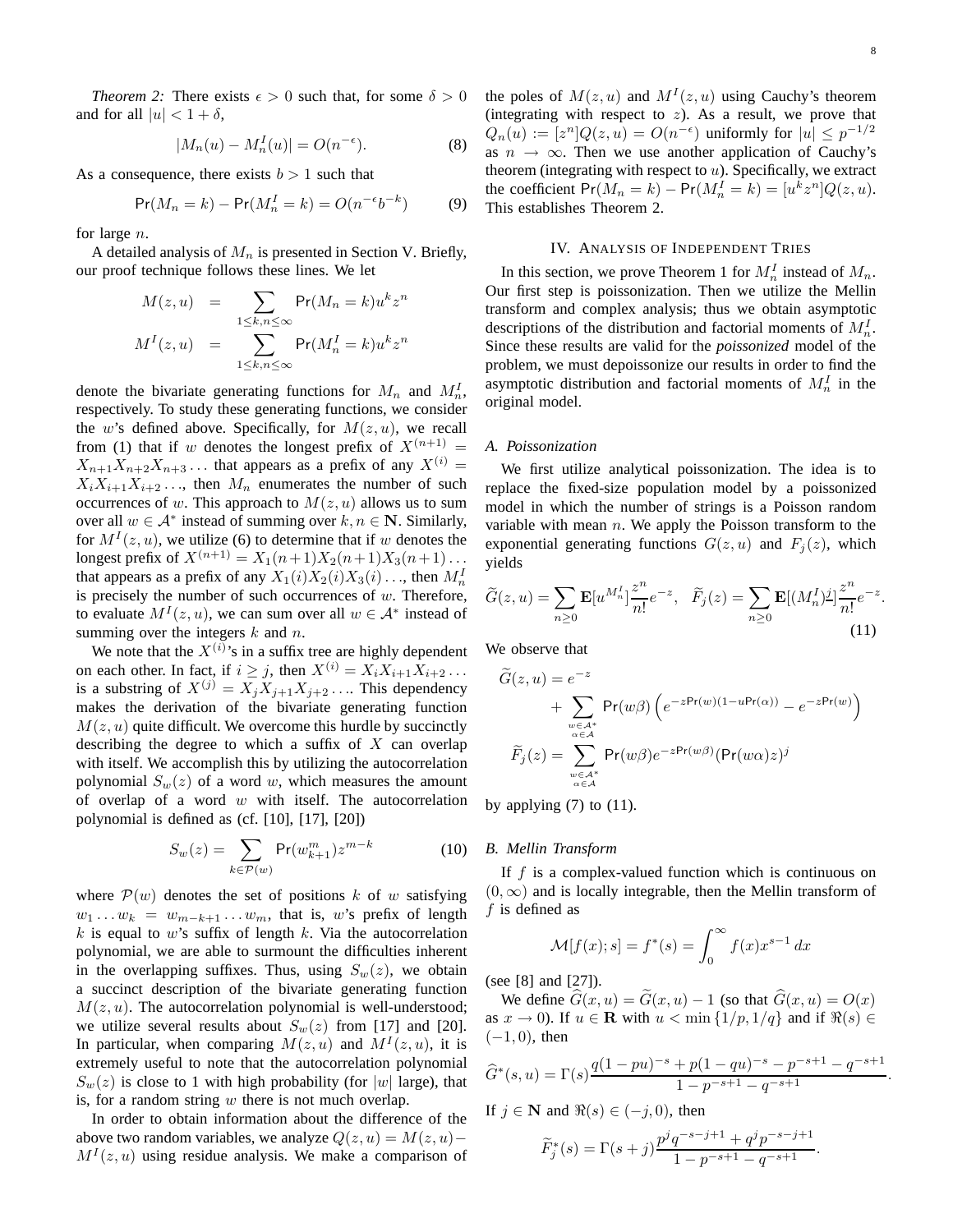*Theorem 2:* There exists $\epsilon > 0$ such that, for some $\delta > 0$ and for all $|u| < 1 + \delta$,

$$|M_n(u) - M_n^I(u)| = O(n^{-\epsilon}). \tag{8}$$

As a consequence, there exists $b > 1$ such that

$$\Pr(M_n = k) - \Pr(M_n^I = k) = O(n^{-\epsilon} b^{-k}) \tag{9}$$

for large $n$.

A detailed analysis of $M_n$ is presented in Section V. Briefly, our proof technique follows these lines. We let

$$M(z,u) = \sum_{1 \le k,n \le \infty} \Pr(M_n = k) u^k z^n$$
$$M^I(z,u) = \sum_{1 \le k,n \le \infty} \Pr(M_n^I = k) u^k z^n$$

denote the bivariate generating functions for $M_n$ and $M_n^I$, respectively. To study these generating functions, we consider the $w$'s defined above. Specifically, for $M(z,u)$, we recall from (1) that if $w$ denotes the longest prefix of $X^{(n+1)} = X_{n+1}X_{n+2}X_{n+3}\ldots$ that appears as a prefix of any $X^{(i)} = X_i X_{i+1} X_{i+2}\ldots$, then $M_n$ enumerates the number of such occurrences of $w$. This approach to $M(z,u)$ allows us to sum over all $w \in \mathcal{A}^*$ instead of summing over $k, n \in \mathbf{N}$. Similarly, for $M^I(z,u)$, we utilize (6) to determine that if $w$ denotes the longest prefix of $X^{(n+1)} = X_1(n+1)X_2(n+1)X_3(n+1)\ldots$ that appears as a prefix of any $X_1(i)X_2(i)X_3(i)\ldots$, then $M_n^I$ is precisely the number of such occurrences of $w$. Therefore, to evaluate $M^I(z,u)$, we can sum over all $w \in \mathcal{A}^*$ instead of summing over the integers $k$ and $n$.

We note that the $X^{(i)}$'s in a suffix tree are highly dependent on each other. In fact, if $i \ge j$, then $X^{(i)} = X_i X_{i+1} X_{i+2}\ldots$ is a substring of $X^{(j)} = X_j X_{j+1} X_{j+2}\ldots$. This dependency makes the derivation of the bivariate generating function $M(z,u)$ quite difficult. We overcome this hurdle by succinctly describing the degree to which a suffix of $X$ can overlap with itself. We accomplish this by utilizing the autocorrelation polynomial $S_w(z)$ of a word $w$, which measures the amount of overlap of a word $w$ with itself. The autocorrelation polynomial is defined as (cf. [10], [17], [20])

$$S_w(z) = \sum_{k \in \mathcal{P}(w)} \Pr(w_{k+1}^m) z^{m-k} \tag{10}$$

where $\mathcal{P}(w)$ denotes the set of positions $k$ of $w$ satisfying $w_1 \ldots w_k = w_{m-k+1} \ldots w_m$, that is, $w$'s prefix of length $k$ is equal to $w$'s suffix of length $k$. Via the autocorrelation polynomial, we are able to surmount the difficulties inherent in the overlapping suffixes. Thus, using $S_w(z)$, we obtain a succinct description of the bivariate generating function $M(z,u)$. The autocorrelation polynomial is well-understood; we utilize several results about $S_w(z)$ from [17] and [20]. In particular, when comparing $M(z,u)$ and $M^I(z,u)$, it is extremely useful to note that the autocorrelation polynomial $S_w(z)$ is close to 1 with high probability (for $|w|$ large), that is, for a random string $w$ there is not much overlap.

In order to obtain information about the difference of the above two random variables, we analyze $Q(z,u) = M(z,u) - M^I(z,u)$ using residue analysis. We make a comparison of the poles of $M(z,u)$ and $M^I(z,u)$ using Cauchy's theorem (integrating with respect to $z$). As a result, we prove that $Q_n(u) := [z^n]Q(z,u) = O(n^{-\epsilon})$ uniformly for $|u| \le p^{-1/2}$ as $n \to \infty$. Then we use another application of Cauchy's theorem (integrating with respect to $u$). Specifically, we extract the coefficient $\Pr(M_n = k) - \Pr(M_n^I = k) = [u^k z^n]Q(z,u)$. This establishes Theorem 2.

## IV. Analysis of Independent Tries

In this section, we prove Theorem 1 for $M_n^I$ instead of $M_n$. Our first step is poissonization. Then we utilize the Mellin transform and complex analysis; thus we obtain asymptotic descriptions of the distribution and factorial moments of $M_n^I$. Since these results are valid for the *poissonized* model of the problem, we must depoissonize our results in order to find the asymptotic distribution and factorial moments of $M_n^I$ in the original model.

### A. Poissonization

We first utilize analytical poissonization. The idea is to replace the fixed-size population model by a poissonized model in which the number of strings is a Poisson random variable with mean $n$. We apply the Poisson transform to the exponential generating functions $G(z,u)$ and $F_j(z)$, which yields

$$\widetilde{G}(z,u) = \sum_{n \ge 0} \mathbf{E}[u^{M_n^I}] \frac{z^n}{n!} e^{-z}, \quad \widetilde{F}_j(z) = \sum_{n \ge 0} \mathbf{E}[(M_n^I)^{\underline{j}}] \frac{z^n}{n!} e^{-z}. \tag{11}$$

We observe that

$$\widetilde{G}(z,u) = e^{-z} + \sum_{\substack{w \in \mathcal{A}^* \\ \alpha \in \mathcal{A}}} \Pr(w\beta) \left( e^{-z\Pr(w)(1-u\Pr(\alpha))} - e^{-z\Pr(w)} \right)$$

$$\widetilde{F}_j(z) = \sum_{\substack{w \in \mathcal{A}^* \\ \alpha \in \mathcal{A}}} \Pr(w\beta) e^{-z\Pr(w\beta)} (\Pr(w\alpha)z)^j$$

by applying (7) to (11).

### B. Mellin Transform

If $f$ is a complex-valued function which is continuous on $(0, \infty)$ and is locally integrable, then the Mellin transform of $f$ is defined as

$$\mathcal{M}[f(x); s] = f^*(s) = \int_0^\infty f(x) x^{s-1}\, dx$$

(see [8] and [27]).

We define $\widehat{G}(x,u) = \widetilde{G}(x,u) - 1$ (so that $\widehat{G}(x,u) = O(x)$ as $x \to 0$). If $u \in \mathbf{R}$ with $u < \min\{1/p, 1/q\}$ and if $\Re(s) \in (-1, 0)$, then

$$\widehat{G}^*(s,u) = \Gamma(s) \frac{q(1-pu)^{-s} + p(1-qu)^{-s} - p^{-s+1} - q^{-s+1}}{1 - p^{-s+1} - q^{-s+1}}.$$

If $j \in \mathbf{N}$ and $\Re(s) \in (-j, 0)$, then

$$\widetilde{F}_j^*(s) = \Gamma(s+j) \frac{p^j q^{-s-j+1} + q^j p^{-s-j+1}}{1 - p^{-s+1} - q^{-s+1}}.$$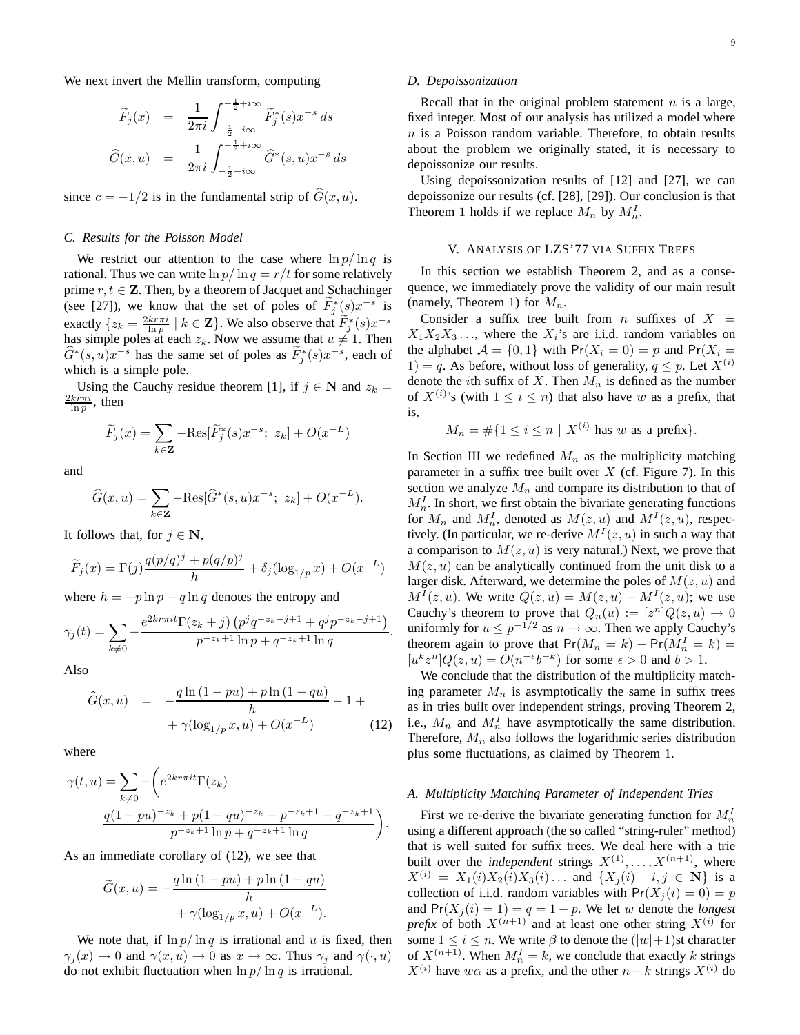We next invert the Mellin transform, computing

$$\widetilde{F}_j(x) = \frac{1}{2\pi i}\int_{-\frac{1}{2}-i\infty}^{-\frac{1}{2}+i\infty} \widetilde{F}_j^*(s)x^{-s}\,ds$$

$$\widehat{G}(x,u) = \frac{1}{2\pi i}\int_{-\frac{1}{2}-i\infty}^{-\frac{1}{2}+i\infty} \widehat{G}^*(s,u)x^{-s}\,ds$$

since $c = -1/2$ is in the fundamental strip of $\widehat{G}(x,u)$.

### C. Results for the Poisson Model

We restrict our attention to the case where $\ln p/\ln q$ is rational. Thus we can write $\ln p/\ln q = r/t$ for some relatively prime $r, t \in \mathbf{Z}$. Then, by a theorem of Jacquet and Schachinger (see [27]), we know that the set of poles of $\widetilde{F}_j^*(s)x^{-s}$ is exactly $\{z_k = \frac{2kr\pi i}{\ln p} \mid k \in \mathbf{Z}\}$. We also observe that $\widetilde{F}_j^*(s)x^{-s}$ has simple poles at each $z_k$. Now we assume that $u \neq 1$. Then $\widehat{G}^*(s,u)x^{-s}$ has the same set of poles as $\widetilde{F}_j^*(s)x^{-s}$, each of which is a simple pole.

Using the Cauchy residue theorem [1], if $j \in \mathbf{N}$ and $z_k = \frac{2kr\pi i}{\ln p}$, then

$$\widetilde{F}_j(x) = \sum_{k\in\mathbf{Z}} -\mathrm{Res}[\widetilde{F}_j^*(s)x^{-s};\ z_k] + O(x^{-L})$$

and

$$\widehat{G}(x,u) = \sum_{k\in\mathbf{Z}} -\mathrm{Res}[\widehat{G}^*(s,u)x^{-s};\ z_k] + O(x^{-L}).$$

It follows that, for $j \in \mathbf{N}$,

$$\widetilde{F}_j(x) = \Gamma(j)\frac{q(p/q)^j + p(q/p)^j}{h} + \delta_j(\log_{1/p} x) + O(x^{-L})$$

where $h = -p\ln p - q\ln q$ denotes the entropy and

$$\gamma_j(t) = \sum_{k\neq 0} -\frac{e^{2kr\pi it}\Gamma(z_k + j)\left(p^j q^{-z_k-j+1} + q^j p^{-z_k-j+1}\right)}{p^{-z_k+1}\ln p + q^{-z_k+1}\ln q}.$$

Also

$$\widehat{G}(x,u) = -\frac{q\ln(1-pu) + p\ln(1-qu)}{h} - 1 + \gamma(\log_{1/p} x, u) + O(x^{-L}) \tag{12}$$

where

$$\gamma(t,u) = \sum_{k\neq 0} -\Bigg(e^{2kr\pi it}\Gamma(z_k) \frac{q(1-pu)^{-z_k} + p(1-qu)^{-z_k} - p^{-z_k+1} - q^{-z_k+1}}{p^{-z_k+1}\ln p + q^{-z_k+1}\ln q}\Bigg).$$

As an immediate corollary of (12), we see that

$$\widetilde{G}(x,u) = -\frac{q\ln(1-pu) + p\ln(1-qu)}{h} + \gamma(\log_{1/p} x, u) + O(x^{-L}).$$

We note that, if $\ln p/\ln q$ is irrational and $u$ is fixed, then $\gamma_j(x) \to 0$ and $\gamma(x,u) \to 0$ as $x \to \infty$. Thus $\gamma_j$ and $\gamma(\cdot,u)$ do not exhibit fluctuation when $\ln p/\ln q$ is irrational.

### D. Depoissonization

Recall that in the original problem statement $n$ is a large, fixed integer. Most of our analysis has utilized a model where $n$ is a Poisson random variable. Therefore, to obtain results about the problem we originally stated, it is necessary to depoissonize our results.

Using depoissonization results of [12] and [27], we can depoissonize our results (cf. [28], [29]). Our conclusion is that Theorem 1 holds if we replace $M_n$ by $M_n^I$.

## V. Analysis of LZS'77 via Suffix Trees

In this section we establish Theorem 2, and as a consequence, we immediately prove the validity of our main result (namely, Theorem 1) for $M_n$.

Consider a suffix tree built from $n$ suffixes of $X = X_1X_2X_3\ldots$, where the $X_i$'s are i.i.d. random variables on the alphabet $\mathcal{A} = \{0,1\}$ with $\Pr(X_i = 0) = p$ and $\Pr(X_i = 1) = q$. As before, without loss of generality, $q \leq p$. Let $X^{(i)}$ denote the $i$th suffix of $X$. Then $M_n$ is defined as the number of $X^{(i)}$'s (with $1 \leq i \leq n$) that also have $w$ as a prefix, that is,

$$M_n = \#\{1 \leq i \leq n \mid X^{(i)} \text{ has } w \text{ as a prefix}\}.$$

In Section III we redefined $M_n$ as the multiplicity matching parameter in a suffix tree built over $X$ (cf. Figure 7). In this section we analyze $M_n$ and compare its distribution to that of $M_n^I$. In short, we first obtain the bivariate generating functions for $M_n$ and $M_n^I$, denoted as $M(z,u)$ and $M^I(z,u)$, respectively. (In particular, we re-derive $M^I(z,u)$ in such a way that a comparison to $M(z,u)$ is very natural.) Next, we prove that $M(z,u)$ can be analytically continued from the unit disk to a larger disk. Afterward, we determine the poles of $M(z,u)$ and $M^I(z,u)$. We write $Q(z,u) = M(z,u) - M^I(z,u)$; we use Cauchy's theorem to prove that $Q_n(u) := [z^n]Q(z,u) \to 0$ uniformly for $u \leq p^{-1/2}$ as $n \to \infty$. Then we apply Cauchy's theorem again to prove that $\Pr(M_n = k) - \Pr(M_n^I = k) = [u^k z^n]Q(z,u) = O(n^{-\epsilon}b^{-k})$ for some $\epsilon > 0$ and $b > 1$.

We conclude that the distribution of the multiplicity matching parameter $M_n$ is asymptotically the same in suffix trees as in tries built over independent strings, proving Theorem 2, i.e., $M_n$ and $M_n^I$ have asymptotically the same distribution. Therefore, $M_n$ also follows the logarithmic series distribution plus some fluctuations, as claimed by Theorem 1.

### A. Multiplicity Matching Parameter of Independent Tries

First we re-derive the bivariate generating function for $M_n^I$ using a different approach (the so called "string-ruler" method) that is well suited for suffix trees. We deal here with a trie built over the *independent* strings $X^{(1)}, \ldots, X^{(n+1)}$, where $X^{(i)} = X_1(i)X_2(i)X_3(i)\ldots$ and $\{X_j(i) \mid i,j \in \mathbf{N}\}$ is a collection of i.i.d. random variables with $\Pr(X_j(i) = 0) = p$ and $\Pr(X_j(i) = 1) = q = 1 - p$. We let $w$ denote the *longest prefix* of both $X^{(n+1)}$ and at least one other string $X^{(i)}$ for some $1 \leq i \leq n$. We write $\beta$ to denote the $(|w|+1)$st character of $X^{(n+1)}$. When $M_n^I = k$, we conclude that exactly $k$ strings $X^{(i)}$ have $w\alpha$ as a prefix, and the other $n-k$ strings $X^{(i)}$ do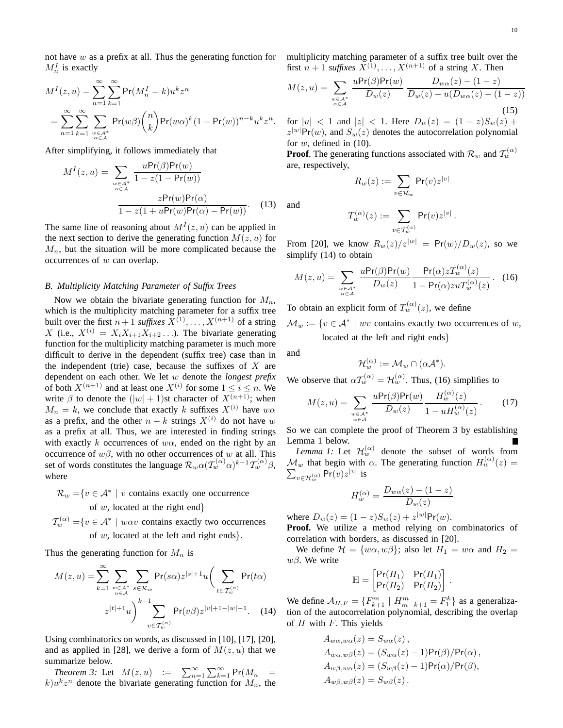not have $w$ as a prefix at all. Thus the generating function for $M_n^I$ is exactly

$$M^I(z,u) = \sum_{n=1}^{\infty}\sum_{k=1}^{\infty} \mathsf{Pr}(M_n^I = k)u^k z^n$$
$$= \sum_{n=1}^{\infty}\sum_{k=1}^{\infty}\sum_{\substack{w\in\mathcal{A}^*\\ \alpha\in\mathcal{A}}} \mathsf{Pr}(w\beta)\binom{n}{k}\mathsf{Pr}(w\alpha)^k(1-\mathsf{Pr}(w))^{n-k}u^k z^n.$$

After simplifying, it follows immediately that

$$M^I(z,u) = \sum_{\substack{w\in\mathcal{A}^*\\ \alpha\in\mathcal{A}}} \frac{u\mathsf{Pr}(\beta)\mathsf{Pr}(w)}{1-z(1-\mathsf{Pr}(w))} \frac{z\mathsf{Pr}(w)\mathsf{Pr}(\alpha)}{1-z(1+u\mathsf{Pr}(w)\mathsf{Pr}(\alpha)-\mathsf{Pr}(w))}. \quad (13)$$

The same line of reasoning about $M^I(z,u)$ can be applied in the next section to derive the generating function $M(z,u)$ for $M_n$, but the situation will be more complicated because the occurrences of $w$ can overlap.

### B. Multiplicity Matching Parameter of Suffix Trees

Now we obtain the bivariate generating function for $M_n$, which is the multiplicity matching parameter for a suffix tree built over the first $n+1$ *suffixes* $X^{(1)},\ldots,X^{(n+1)}$ of a string $X$ (i.e., $X^{(i)} = X_iX_{i+1}X_{i+2}\ldots$). The bivariate generating function for the multiplicity matching parameter is much more difficult to derive in the dependent (suffix tree) case than in the independent (trie) case, because the suffixes of $X$ are dependent on each other. We let $w$ denote the *longest prefix* of both $X^{(n+1)}$ and at least one $X^{(i)}$ for some $1 \le i \le n$. We write $\beta$ to denote the $(|w|+1)$st character of $X^{(n+1)}$; when $M_n = k$, we conclude that exactly $k$ suffixes $X^{(i)}$ have $w\alpha$ as a prefix, and the other $n-k$ strings $X^{(i)}$ do not have $w$ as a prefix at all. Thus, we are interested in finding strings with exactly $k$ occurrences of $w\alpha$, ended on the right by an occurrence of $w\beta$, with no other occurrences of $w$ at all. This set of words constitutes the language $\mathcal{R}_w\alpha(\mathcal{T}_w^{(\alpha)}\alpha)^{k-1}\mathcal{T}_w^{(\alpha)}\beta$, where

$$\mathcal{R}_w = \{v\in\mathcal{A}^* \mid v \text{ contains exactly one occurrence of } w, \text{ located at the right end}\}$$
$$\mathcal{T}_w^{(\alpha)} = \{v\in\mathcal{A}^* \mid w\alpha v \text{ contains exactly two occurrences of } w, \text{ located at the left and right ends}\}.$$

Thus the generating function for $M_n$ is

$$M(z,u) = \sum_{k=1}^{\infty}\sum_{\substack{w\in\mathcal{A}^*\\ \alpha\in\mathcal{A}}}\sum_{s\in\mathcal{R}_w}\mathsf{Pr}(s\alpha)z^{|s|+1}u\Bigg(\sum_{t\in\mathcal{T}_w^{(\alpha)}}\mathsf{Pr}(t\alpha) z^{|t|+1}u\Bigg)^{k-1}\sum_{v\in\mathcal{T}_w^{(\alpha)}}\mathsf{Pr}(v\beta)z^{|v|+1-|w|-1}. \quad (14)$$

Using combinatorics on words, as discussed in [10], [17], [20], and as applied in [28], we derive a form of $M(z,u)$ that we summarize below.

*Theorem 3:* Let $M(z,u) := \sum_{n=1}^{\infty}\sum_{k=1}^{\infty}\mathsf{Pr}(M_n = k)u^kz^n$ denote the bivariate generating function for $M_n$, the multiplicity matching parameter of a suffix tree built over the first $n+1$ *suffixes* $X^{(1)},\ldots,X^{(n+1)}$ of a string $X$. Then

$$M(z,u) = \sum_{\substack{w\in\mathcal{A}^*\\ \alpha\in\mathcal{A}}}\frac{u\mathsf{Pr}(\beta)\mathsf{Pr}(w)}{D_w(z)}\frac{D_{w\alpha}(z)-(1-z)}{D_w(z)-u(D_{w\alpha}(z)-(1-z))} \quad (15)$$

for $|u|<1$ and $|z|<1$. Here $D_w(z) = (1-z)S_w(z) + z^{|w|}\mathsf{Pr}(w)$, and $S_w(z)$ denotes the autocorrelation polynomial for $w$, defined in (10).

**Proof**. The generating functions associated with $\mathcal{R}_w$ and $\mathcal{T}_w^{(\alpha)}$ are, respectively,

$$R_w(z) := \sum_{v\in\mathcal{R}_w}\mathsf{Pr}(v)z^{|v|}$$

and

$$T_w^{(\alpha)}(z) := \sum_{v\in\mathcal{T}_w^{(\alpha)}}\mathsf{Pr}(v)z^{|v|}.$$

From [20], we know $R_w(z)/z^{|w|} = \mathsf{Pr}(w)/D_w(z)$, so we simplify (14) to obtain

$$M(z,u) = \sum_{\substack{w\in\mathcal{A}^*\\ \alpha\in\mathcal{A}}}\frac{u\mathsf{Pr}(\beta)\mathsf{Pr}(w)}{D_w(z)}\frac{\mathsf{Pr}(\alpha)zT_w^{(\alpha)}(z)}{1-\mathsf{Pr}(\alpha)zuT_w^{(\alpha)}(z)}. \quad (16)$$

To obtain an explicit form of $T_w^{(\alpha)}(z)$, we define

$$\mathcal{M}_w := \{v\in\mathcal{A}^* \mid wv \text{ contains exactly two occurrences of } w, \text{ located at the left and right ends}\}$$

and

$$\mathcal{H}_w^{(\alpha)} := \mathcal{M}_w \cap (\alpha\mathcal{A}^*).$$

We observe that $\alpha\mathcal{T}_w^{(\alpha)} = \mathcal{H}_w^{(\alpha)}$. Thus, (16) simplifies to

$$M(z,u) = \sum_{\substack{w\in\mathcal{A}^*\\ \alpha\in\mathcal{A}}}\frac{u\mathsf{Pr}(\beta)\mathsf{Pr}(w)}{D_w(z)}\frac{H_w^{(\alpha)}(z)}{1-uH_w^{(\alpha)}(z)}. \quad (17)$$

So we can complete the proof of Theorem 3 by establishing Lemma 1 below. ∎

*Lemma 1:* Let $\mathcal{H}_w^{(\alpha)}$ denote the subset of words from $\mathcal{M}_w$ that begin with $\alpha$. The generating function $H_w^{(\alpha)}(z) = \sum_{v\in\mathcal{H}_w^{(\alpha)}}\mathsf{Pr}(v)z^{|v|}$ is

$$H_w^{(\alpha)} = \frac{D_{w\alpha}(z)-(1-z)}{D_w(z)}$$

where $D_w(z) = (1-z)S_w(z) + z^{|w|}\mathsf{Pr}(w)$.

**Proof.** We utilize a method relying on combinatorics of correlation with borders, as discussed in [20].

We define $\mathcal{H} = \{w\alpha, w\beta\}$; also let $H_1 = w\alpha$ and $H_2 = w\beta$. We write

$$\mathbb{H} = \begin{bmatrix}\mathsf{Pr}(H_1) & \mathsf{Pr}(H_1)\\ \mathsf{Pr}(H_2) & \mathsf{Pr}(H_2)\end{bmatrix}.$$

We define $\mathcal{A}_{H,F} = \{F_{k+1}^m \mid H_{m-k+1}^m = F_1^k\}$ as a generalization of the autocorrelation polynomial, describing the overlap of $H$ with $F$. This yields

$$A_{w\alpha,w\alpha}(z) = S_{w\alpha}(z),$$
$$A_{w\alpha,w\beta}(z) = (S_{w\alpha}(z)-1)\mathsf{Pr}(\beta)/\mathsf{Pr}(\alpha),$$
$$A_{w\beta,w\alpha}(z) = (S_{w\beta}(z)-1)\mathsf{Pr}(\alpha)/\mathsf{Pr}(\beta),$$
$$A_{w\beta,w\beta}(z) = S_{w\beta}(z).$$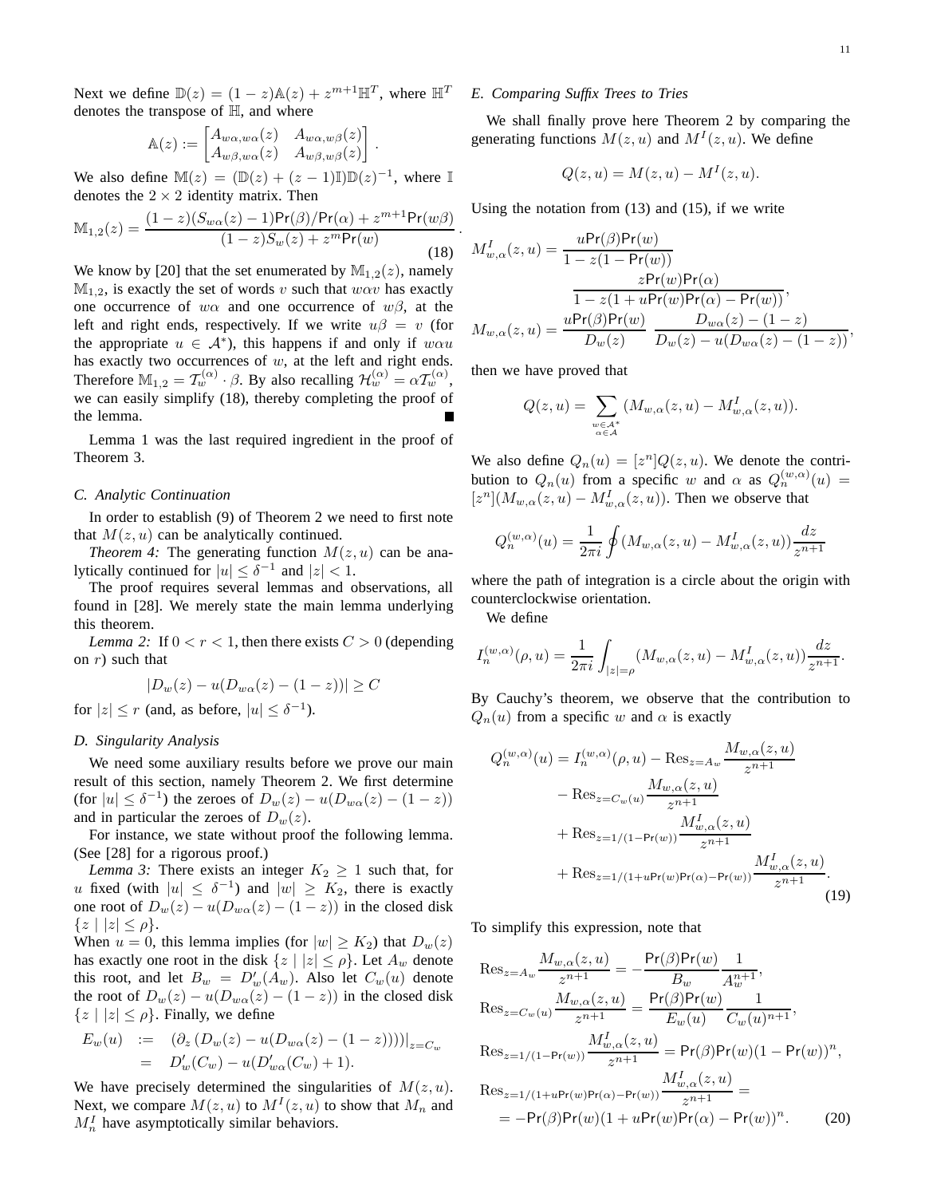Next we define $\mathbb{D}(z) = (1-z)\mathbb{A}(z) + z^{m+1}\mathbb{H}^T$, where $\mathbb{H}^T$ denotes the transpose of $\mathbb{H}$, and where

$$\mathbb{A}(z) := \begin{bmatrix} A_{w\alpha,w\alpha}(z) & A_{w\alpha,w\beta}(z) \\ A_{w\beta,w\alpha}(z) & A_{w\beta,w\beta}(z) \end{bmatrix}.$$

We also define $\mathbb{M}(z) = (\mathbb{D}(z) + (z-1)\mathbb{I})\mathbb{D}(z)^{-1}$, where $\mathbb{I}$ denotes the $2 \times 2$ identity matrix. Then

$$\mathbb{M}_{1,2}(z) = \frac{(1-z)(S_{w\alpha}(z)-1)\mathsf{Pr}(\beta)/\mathsf{Pr}(\alpha) + z^{m+1}\mathsf{Pr}(w\beta)}{(1-z)S_w(z) + z^m\mathsf{Pr}(w)}. \tag{18}$$

We know by [20] that the set enumerated by $\mathbb{M}_{1,2}(z)$, namely $\mathbb{M}_{1,2}$, is exactly the set of words $v$ such that $w\alpha v$ has exactly one occurrence of $w\alpha$ and one occurrence of $w\beta$, at the left and right ends, respectively. If we write $u\beta = v$ (for the appropriate $u \in \mathcal{A}^*$), this happens if and only if $w\alpha u$ has exactly two occurrences of $w$, at the left and right ends. Therefore $\mathbb{M}_{1,2} = \mathcal{T}_w^{(\alpha)} \cdot \beta$. By also recalling $\mathcal{H}_w^{(\alpha)} = \alpha\mathcal{T}_w^{(\alpha)}$, we can easily simplify (18), thereby completing the proof of the lemma. ∎

Lemma 1 was the last required ingredient in the proof of Theorem 3.

### C. Analytic Continuation

In order to establish (9) of Theorem 2 we need to first note that $M(z,u)$ can be analytically continued.

*Theorem 4:* The generating function $M(z,u)$ can be analytically continued for $|u| \le \delta^{-1}$ and $|z| < 1$.

The proof requires several lemmas and observations, all found in [28]. We merely state the main lemma underlying this theorem.

*Lemma 2:* If $0 < r < 1$, then there exists $C > 0$ (depending on $r$) such that

$$|D_w(z) - u(D_{w\alpha}(z) - (1-z))| \ge C$$

for $|z| \le r$ (and, as before, $|u| \le \delta^{-1}$).

### D. Singularity Analysis

We need some auxiliary results before we prove our main result of this section, namely Theorem 2. We first determine (for $|u| \le \delta^{-1}$) the zeroes of $D_w(z) - u(D_{w\alpha}(z) - (1-z))$ and in particular the zeroes of $D_w(z)$.

For instance, we state without proof the following lemma. (See [28] for a rigorous proof.)

*Lemma 3:* There exists an integer $K_2 \ge 1$ such that, for $u$ fixed (with $|u| \le \delta^{-1}$) and $|w| \ge K_2$, there is exactly one root of $D_w(z) - u(D_{w\alpha}(z) - (1-z))$ in the closed disk $\{z \mid |z| \le \rho\}$.

When $u = 0$, this lemma implies (for $|w| \ge K_2$) that $D_w(z)$ has exactly one root in the disk $\{z \mid |z| \le \rho\}$. Let $A_w$ denote this root, and let $B_w = D_w'(A_w)$. Also let $C_w(u)$ denote the root of $D_w(z) - u(D_{w\alpha}(z) - (1-z))$ in the closed disk $\{z \mid |z| \le \rho\}$. Finally, we define

$$\begin{aligned} E_w(u) &:= \left(\partial_z \left(D_w(z) - u(D_{w\alpha}(z) - (1-z))\right)\right)\big|_{z=C_w} \\ &= D_w'(C_w) - u(D_{w\alpha}'(C_w) + 1). \end{aligned}$$

We have precisely determined the singularities of $M(z,u)$. Next, we compare $M(z,u)$ to $M^I(z,u)$ to show that $M_n$ and $M_n^I$ have asymptotically similar behaviors.

### E. Comparing Suffix Trees to Tries

We shall finally prove here Theorem 2 by comparing the generating functions $M(z,u)$ and $M^I(z,u)$. We define

$$Q(z,u) = M(z,u) - M^I(z,u).$$

Using the notation from (13) and (15), if we write

$$\begin{aligned} M_{w,\alpha}^I(z,u) &= \frac{u\mathsf{Pr}(\beta)\mathsf{Pr}(w)}{1 - z(1-\mathsf{Pr}(w))} \\ &\qquad \frac{z\mathsf{Pr}(w)\mathsf{Pr}(\alpha)}{1 - z(1 + u\mathsf{Pr}(w)\mathsf{Pr}(\alpha) - \mathsf{Pr}(w))}, \\ M_{w,\alpha}(z,u) &= \frac{u\mathsf{Pr}(\beta)\mathsf{Pr}(w)}{D_w(z)} \; \frac{D_{w\alpha}(z) - (1-z)}{D_w(z) - u(D_{w\alpha}(z) - (1-z))}, \end{aligned}$$

then we have proved that

$$Q(z,u) = \sum_{\substack{w \in \mathcal{A}^* \\ \alpha \in \mathcal{A}}} (M_{w,\alpha}(z,u) - M_{w,\alpha}^I(z,u)).$$

We also define $Q_n(u) = [z^n]Q(z,u)$. We denote the contribution to $Q_n(u)$ from a specific $w$ and $\alpha$ as $Q_n^{(w,\alpha)}(u) = [z^n](M_{w,\alpha}(z,u) - M_{w,\alpha}^I(z,u))$. Then we observe that

$$Q_n^{(w,\alpha)}(u) = \frac{1}{2\pi i}\oint (M_{w,\alpha}(z,u) - M_{w,\alpha}^I(z,u))\frac{dz}{z^{n+1}}$$

where the path of integration is a circle about the origin with counterclockwise orientation.

We define

$$I_n^{(w,\alpha)}(\rho,u) = \frac{1}{2\pi i}\int_{|z|=\rho} (M_{w,\alpha}(z,u) - M_{w,\alpha}^I(z,u))\frac{dz}{z^{n+1}}.$$

By Cauchy's theorem, we observe that the contribution to $Q_n(u)$ from a specific $w$ and $\alpha$ is exactly

$$\begin{aligned} Q_n^{(w,\alpha)}(u) &= I_n^{(w,\alpha)}(\rho,u) - \mathrm{Res}_{z=A_w}\frac{M_{w,\alpha}(z,u)}{z^{n+1}} \\ &\quad - \mathrm{Res}_{z=C_w(u)}\frac{M_{w,\alpha}(z,u)}{z^{n+1}} \\ &\quad + \mathrm{Res}_{z=1/(1-\mathsf{Pr}(w))}\frac{M_{w,\alpha}^I(z,u)}{z^{n+1}} \\ &\quad + \mathrm{Res}_{z=1/(1+u\mathsf{Pr}(w)\mathsf{Pr}(\alpha)-\mathsf{Pr}(w))}\frac{M_{w,\alpha}^I(z,u)}{z^{n+1}}. \end{aligned} \tag{19}$$

To simplify this expression, note that

$$\begin{aligned} \mathrm{Res}_{z=A_w}\frac{M_{w,\alpha}(z,u)}{z^{n+1}} &= -\frac{\mathsf{Pr}(\beta)\mathsf{Pr}(w)}{B_w}\frac{1}{A_w^{n+1}}, \\ \mathrm{Res}_{z=C_w(u)}\frac{M_{w,\alpha}(z,u)}{z^{n+1}} &= \frac{\mathsf{Pr}(\beta)\mathsf{Pr}(w)}{E_w(u)}\frac{1}{C_w(u)^{n+1}}, \\ \mathrm{Res}_{z=1/(1-\mathsf{Pr}(w))}\frac{M_{w,\alpha}^I(z,u)}{z^{n+1}} &= \mathsf{Pr}(\beta)\mathsf{Pr}(w)(1-\mathsf{Pr}(w))^n, \\ \mathrm{Res}_{z=1/(1+u\mathsf{Pr}(w)\mathsf{Pr}(\alpha)-\mathsf{Pr}(w))}\frac{M_{w,\alpha}^I(z,u)}{z^{n+1}} &= \\ = -\mathsf{Pr}(\beta)\mathsf{Pr}(w)(1 + u\mathsf{Pr}(w)\mathsf{Pr}(\alpha) &- \mathsf{Pr}(w))^n. \end{aligned} \tag{20}$$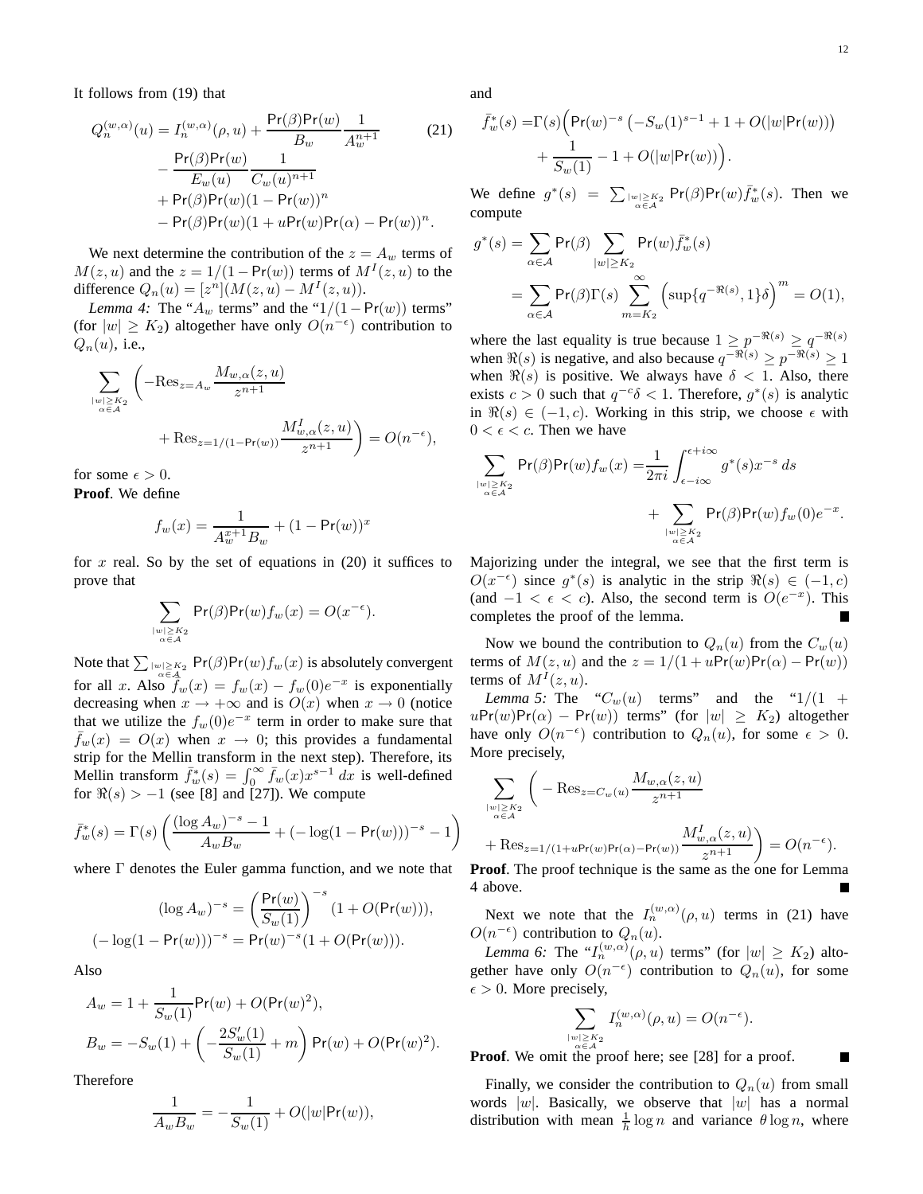It follows from (19) that

$$
\begin{aligned}
Q_n^{(w,\alpha)}(u) = I_n^{(w,\alpha)}(\rho,u) + \frac{\mathsf{Pr}(\beta)\mathsf{Pr}(w)}{B_w}\frac{1}{A_w^{n+1}} \\
- \frac{\mathsf{Pr}(\beta)\mathsf{Pr}(w)}{E_w(u)}\frac{1}{C_w(u)^{n+1}} \\
+ \mathsf{Pr}(\beta)\mathsf{Pr}(w)(1-\mathsf{Pr}(w))^n \\
- \mathsf{Pr}(\beta)\mathsf{Pr}(w)(1+u\mathsf{Pr}(w)\mathsf{Pr}(\alpha)-\mathsf{Pr}(w))^n.
\end{aligned} \tag{21}
$$

We next determine the contribution of the $z = A_w$ terms of $M(z,u)$ and the $z = 1/(1-\mathsf{Pr}(w))$ terms of $M^I(z,u)$ to the difference $Q_n(u) = [z^n](M(z,u) - M^I(z,u))$.

*Lemma 4:* The "$A_w$ terms" and the "$1/(1-\mathsf{Pr}(w))$ terms" (for $|w| \geq K_2$) altogether have only $O(n^{-\epsilon})$ contribution to $Q_n(u)$, i.e.,

$$
\sum_{\substack{|w|\geq K_2\\ \alpha\in\mathcal{A}}} \left( -\mathrm{Res}_{z=A_w}\frac{M_{w,\alpha}(z,u)}{z^{n+1}} + \mathrm{Res}_{z=1/(1-\mathsf{Pr}(w))}\frac{M^I_{w,\alpha}(z,u)}{z^{n+1}} \right) = O(n^{-\epsilon}),
$$

for some $\epsilon > 0$.

**Proof**. We define

$$
f_w(x) = \frac{1}{A_w^{x+1}B_w} + (1-\mathsf{Pr}(w))^x
$$

for $x$ real. So by the set of equations in (20) it suffices to prove that

$$
\sum_{\substack{|w|\geq K_2\\ \alpha\in\mathcal{A}}} \mathsf{Pr}(\beta)\mathsf{Pr}(w) f_w(x) = O(x^{-\epsilon}).
$$

Note that $\sum_{\substack{|w|\geq K_2\\ \alpha\in\mathcal{A}}} \mathsf{Pr}(\beta)\mathsf{Pr}(w) f_w(x)$ is absolutely convergent for all $x$. Also $\bar{f}_w(x) = f_w(x) - f_w(0)e^{-x}$ is exponentially decreasing when $x \to +\infty$ and is $O(x)$ when $x \to 0$ (notice that we utilize the $f_w(0)e^{-x}$ term in order to make sure that $\bar{f}_w(x) = O(x)$ when $x \to 0$; this provides a fundamental strip for the Mellin transform in the next step). Therefore, its Mellin transform $\bar{f}^*_w(s) = \int_0^\infty \bar{f}_w(x)x^{s-1}\,dx$ is well-defined for $\Re(s) > -1$ (see [8] and [27]). We compute

$$
\bar{f}^*_w(s) = \Gamma(s)\left( \frac{(\log A_w)^{-s} - 1}{A_w B_w} + (-\log(1-\mathsf{Pr}(w)))^{-s} - 1 \right)
$$

where $\Gamma$ denotes the Euler gamma function, and we note that

$$
\begin{aligned}
(\log A_w)^{-s} &= \left(\frac{\mathsf{Pr}(w)}{S_w(1)}\right)^{-s}(1+O(\mathsf{Pr}(w))), \\
(-\log(1-\mathsf{Pr}(w)))^{-s} &= \mathsf{Pr}(w)^{-s}(1+O(\mathsf{Pr}(w))).
\end{aligned}
$$

Also

$$
\begin{aligned}
A_w &= 1 + \frac{1}{S_w(1)}\mathsf{Pr}(w) + O(\mathsf{Pr}(w)^2), \\
B_w &= -S_w(1) + \left(-\frac{2S'_w(1)}{S_w(1)} + m\right)\mathsf{Pr}(w) + O(\mathsf{Pr}(w)^2).
\end{aligned}
$$

Therefore

$$
\frac{1}{A_w B_w} = -\frac{1}{S_w(1)} + O(|w|\mathsf{Pr}(w)),
$$

and

$$
\begin{aligned}
\bar{f}^*_w(s) =& \Gamma(s)\Big(\mathsf{Pr}(w)^{-s}\left(-S_w(1)^{s-1} + 1 + O(|w|\mathsf{Pr}(w))\right) \\
&+ \frac{1}{S_w(1)} - 1 + O(|w|\mathsf{Pr}(w))\Big).
\end{aligned}
$$

We define $g^*(s) = \sum_{\substack{|w|\geq K_2\\ \alpha\in\mathcal{A}}} \mathsf{Pr}(\beta)\mathsf{Pr}(w)\bar{f}^*_w(s)$. Then we compute

$$
\begin{aligned}
g^*(s) &= \sum_{\alpha\in\mathcal{A}} \mathsf{Pr}(\beta) \sum_{|w|\geq K_2} \mathsf{Pr}(w)\bar{f}^*_w(s) \\
&= \sum_{\alpha\in\mathcal{A}} \mathsf{Pr}(\beta)\Gamma(s)\sum_{m=K_2}^{\infty}\left(\sup\{q^{-\Re(s)},1\}\delta\right)^m = O(1),
\end{aligned}
$$

where the last equality is true because $1 \geq p^{-\Re(s)} \geq q^{-\Re(s)}$ when $\Re(s)$ is negative, and also because $q^{-\Re(s)} \geq p^{-\Re(s)} \geq 1$ when $\Re(s)$ is positive. We always have $\delta < 1$. Also, there exists $c > 0$ such that $q^{-c}\delta < 1$. Therefore, $g^*(s)$ is analytic in $\Re(s) \in (-1,c)$. Working in this strip, we choose $\epsilon$ with $0 < \epsilon < c$. Then we have

$$
\begin{aligned}
\sum_{\substack{|w|\geq K_2\\ \alpha\in\mathcal{A}}} \mathsf{Pr}(\beta)\mathsf{Pr}(w)f_w(x) =& \frac{1}{2\pi i}\int_{\epsilon-i\infty}^{\epsilon+i\infty} g^*(s)x^{-s}\,ds \\
&+ \sum_{\substack{|w|\geq K_2\\ \alpha\in\mathcal{A}}} \mathsf{Pr}(\beta)\mathsf{Pr}(w)f_w(0)e^{-x}.
\end{aligned}
$$

Majorizing under the integral, we see that the first term is $O(x^{-\epsilon})$ since $g^*(s)$ is analytic in the strip $\Re(s) \in (-1,c)$ (and $-1 < \epsilon < c$). Also, the second term is $O(e^{-x})$. This completes the proof of the lemma. ■

Now we bound the contribution to $Q_n(u)$ from the $C_w(u)$ terms of $M(z,u)$ and the $z = 1/(1+u\mathsf{Pr}(w)\mathsf{Pr}(\alpha)-\mathsf{Pr}(w))$ terms of $M^I(z,u)$.

*Lemma 5:* The "$C_w(u)$ terms" and the "$1/(1+u\mathsf{Pr}(w)\mathsf{Pr}(\alpha)-\mathsf{Pr}(w))$ terms" (for $|w| \geq K_2$) altogether have only $O(n^{-\epsilon})$ contribution to $Q_n(u)$, for some $\epsilon > 0$. More precisely,

$$
\sum_{\substack{|w|\geq K_2\\ \alpha\in\mathcal{A}}} \left( -\mathrm{Res}_{z=C_w(u)}\frac{M_{w,\alpha}(z,u)}{z^{n+1}} + \mathrm{Res}_{z=1/(1+u\mathsf{Pr}(w)\mathsf{Pr}(\alpha)-\mathsf{Pr}(w))}\frac{M^I_{w,\alpha}(z,u)}{z^{n+1}} \right) = O(n^{-\epsilon}).
$$

**Proof**. The proof technique is the same as the one for Lemma 4 above. ■

Next we note that the $I_n^{(w,\alpha)}(\rho,u)$ terms in (21) have $O(n^{-\epsilon})$ contribution to $Q_n(u)$.

*Lemma 6:* The "$I_n^{(w,\alpha)}(\rho,u)$ terms" (for $|w| \geq K_2$) altogether have only $O(n^{-\epsilon})$ contribution to $Q_n(u)$, for some $\epsilon > 0$. More precisely,

$$
\sum_{\substack{|w|\geq K_2\\ \alpha\in\mathcal{A}}} I_n^{(w,\alpha)}(\rho,u) = O(n^{-\epsilon}).
$$

**Proof**. We omit the proof here; see [28] for a proof. ■

Finally, we consider the contribution to $Q_n(u)$ from small words $|w|$. Basically, we observe that $|w|$ has a normal distribution with mean $\frac{1}{h}\log n$ and variance $\theta\log n$, where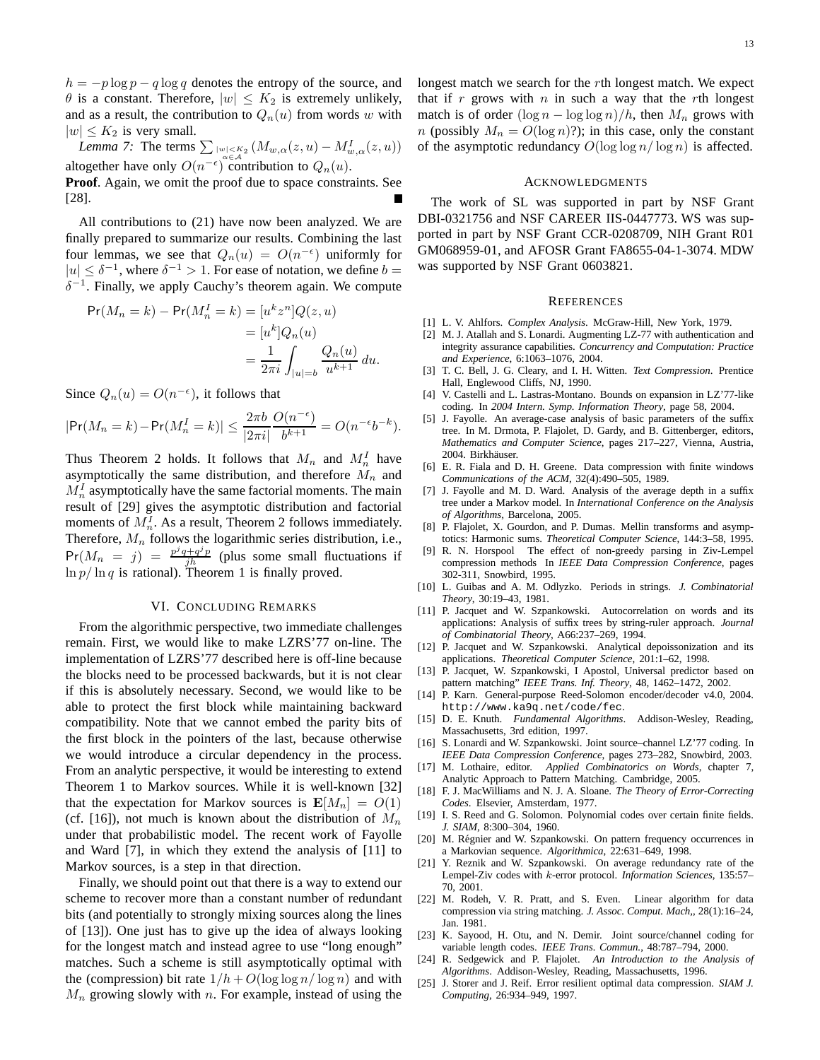$h = -p \log p - q \log q$ denotes the entropy of the source, and $\theta$ is a constant. Therefore, $|w| \le K_2$ is extremely unlikely, and as a result, the contribution to $Q_n(u)$ from words $w$ with $|w| \le K_2$ is very small.

*Lemma 7:* The terms $\sum_{\substack{|w| \le K_2 \\ \alpha \in \mathcal{A}}} (M_{w,\alpha}(z,u) - M^I_{w,\alpha}(z,u))$ altogether have only $O(n^{-\epsilon})$ contribution to $Q_n(u)$.

**Proof**. Again, we omit the proof due to space constraints. See [28]. ∎

All contributions to (21) have now been analyzed. We are finally prepared to summarize our results. Combining the last four lemmas, we see that $Q_n(u) = O(n^{-\epsilon})$ uniformly for $|u| \le \delta^{-1}$, where $\delta^{-1} > 1$. For ease of notation, we define $b = \delta^{-1}$. Finally, we apply Cauchy's theorem again. We compute

$$\begin{aligned} \Pr(M_n = k) - \Pr(M_n^I = k) &= [u^k z^n] Q(z,u) \\ &= [u^k] Q_n(u) \\ &= \frac{1}{2\pi i} \int_{|u|=b} \frac{Q_n(u)}{u^{k+1}} \, du. \end{aligned}$$

Since $Q_n(u) = O(n^{-\epsilon})$, it follows that

$$|\Pr(M_n = k) - \Pr(M_n^I = k)| \le \frac{2\pi b}{|2\pi i|} \frac{O(n^{-\epsilon})}{b^{k+1}} = O(n^{-\epsilon} b^{-k}).$$

Thus Theorem 2 holds. It follows that $M_n$ and $M_n^I$ have asymptotically the same distribution, and therefore $M_n$ and $M_n^I$ asymptotically have the same factorial moments. The main result of [29] gives the asymptotic distribution and factorial moments of $M_n^I$. As a result, Theorem 2 follows immediately. Therefore, $M_n$ follows the logarithmic series distribution, i.e., $\Pr(M_n = j) = \frac{p^j q + q^j p}{jh}$ (plus some small fluctuations if $\ln p / \ln q$ is rational). Theorem 1 is finally proved.

## VI. Concluding Remarks

From the algorithmic perspective, two immediate challenges remain. First, we would like to make LZRS'77 on-line. The implementation of LZRS'77 described here is off-line because the blocks need to be processed backwards, but it is not clear if this is absolutely necessary. Second, we would like to be able to protect the first block while maintaining backward compatibility. Note that we cannot embed the parity bits of the first block in the pointers of the last, because otherwise we would introduce a circular dependency in the process. From an analytic perspective, it would be interesting to extend Theorem 1 to Markov sources. While it is well-known [32] that the expectation for Markov sources is $\mathbf{E}[M_n] = O(1)$ (cf. [16]), not much is known about the distribution of $M_n$ under that probabilistic model. The recent work of Fayolle and Ward [7], in which they extend the analysis of [11] to Markov sources, is a step in that direction.

Finally, we should point out that there is a way to extend our scheme to recover more than a constant number of redundant bits (and potentially to strongly mixing sources along the lines of [13]). One just has to give up the idea of always looking for the longest match and instead agree to use "long enough" matches. Such a scheme is still asymptotically optimal with the (compression) bit rate $1/h + O(\log\log n / \log n)$ and with $M_n$ growing slowly with $n$. For example, instead of using the longest match we search for the $r$th longest match. We expect that if $r$ grows with $n$ in such a way that the $r$th longest match is of order $(\log n - \log\log n)/h$, then $M_n$ grows with $n$ (possibly $M_n = O(\log n)$?); in this case, only the constant of the asymptotic redundancy $O(\log\log n / \log n)$ is affected.

## Acknowledgments

The work of SL was supported in part by NSF Grant DBI-0321756 and NSF CAREER IIS-0447773. WS was supported in part by NSF Grant CCR-0208709, NIH Grant R01 GM068959-01, and AFOSR Grant FA8655-04-1-3074. MDW was supported by NSF Grant 0603821.

## References

[1] L. V. Ahlfors. *Complex Analysis*. McGraw-Hill, New York, 1979.

[2] M. J. Atallah and S. Lonardi. Augmenting LZ-77 with authentication and integrity assurance capabilities. *Concurrency and Computation: Practice and Experience*, 6:1063–1076, 2004.

[3] T. C. Bell, J. G. Cleary, and I. H. Witten. *Text Compression*. Prentice Hall, Englewood Cliffs, NJ, 1990.

[4] V. Castelli and L. Lastras-Montano. Bounds on expansion in LZ'77-like coding. In *2004 Intern. Symp. Information Theory*, page 58, 2004.

[5] J. Fayolle. An average-case analysis of basic parameters of the suffix tree. In M. Drmota, P. Flajolet, D. Gardy, and B. Gittenberger, editors, *Mathematics and Computer Science*, pages 217–227, Vienna, Austria, 2004. Birkhäuser.

[6] E. R. Fiala and D. H. Greene. Data compression with finite windows *Communications of the ACM*, 32(4):490–505, 1989.

[7] J. Fayolle and M. D. Ward. Analysis of the average depth in a suffix tree under a Markov model. In *International Conference on the Analysis of Algorithms*, Barcelona, 2005.

[8] P. Flajolet, X. Gourdon, and P. Dumas. Mellin transforms and asymptotics: Harmonic sums. *Theoretical Computer Science*, 144:3–58, 1995.

[9] R. N. Horspool The effect of non-greedy parsing in Ziv-Lempel compression methods In *IEEE Data Compression Conference*, pages 302-311, Snowbird, 1995.

[10] L. Guibas and A. M. Odlyzko. Periods in strings. *J. Combinatorial Theory*, 30:19–43, 1981.

[11] P. Jacquet and W. Szpankowski. Autocorrelation on words and its applications: Analysis of suffix trees by string-ruler approach. *Journal of Combinatorial Theory*, A66:237–269, 1994.

[12] P. Jacquet and W. Szpankowski. Analytical depoissonization and its applications. *Theoretical Computer Science*, 201:1–62, 1998.

[13] P. Jacquet, W. Szpankowski, I Apostol, Universal predictor based on pattern matching" *IEEE Trans. Inf. Theory*, 48, 1462–1472, 2002.

[14] P. Karn. General-purpose Reed-Solomon encoder/decoder v4.0, 2004. `http://www.ka9q.net/code/fec`.

[15] D. E. Knuth. *Fundamental Algorithms*. Addison-Wesley, Reading, Massachusetts, 3rd edition, 1997.

[16] S. Lonardi and W. Szpankowski. Joint source–channel LZ'77 coding. In *IEEE Data Compression Conference*, pages 273–282, Snowbird, 2003.

[17] M. Lothaire, editor. *Applied Combinatorics on Words*, chapter 7, Analytic Approach to Pattern Matching. Cambridge, 2005.

[18] F. J. MacWilliams and N. J. A. Sloane. *The Theory of Error-Correcting Codes*. Elsevier, Amsterdam, 1977.

[19] I. S. Reed and G. Solomon. Polynomial codes over certain finite fields. *J. SIAM*, 8:300–304, 1960.

[20] M. Régnier and W. Szpankowski. On pattern frequency occurrences in a Markovian sequence. *Algorithmica*, 22:631–649, 1998.

[21] Y. Reznik and W. Szpankowski. On average redundancy rate of the Lempel-Ziv codes with $k$-error protocol. *Information Sciences*, 135:57–70, 2001.

[22] M. Rodeh, V. R. Pratt, and S. Even. Linear algorithm for data compression via string matching. *J. Assoc. Comput. Mach,*, 28(1):16–24, Jan. 1981.

[23] K. Sayood, H. Otu, and N. Demir. Joint source/channel coding for variable length codes. *IEEE Trans. Commun.*, 48:787–794, 2000.

[24] R. Sedgewick and P. Flajolet. *An Introduction to the Analysis of Algorithms*. Addison-Wesley, Reading, Massachusetts, 1996.

[25] J. Storer and J. Reif. Error resilient optimal data compression. *SIAM J. Computing*, 26:934–949, 1997.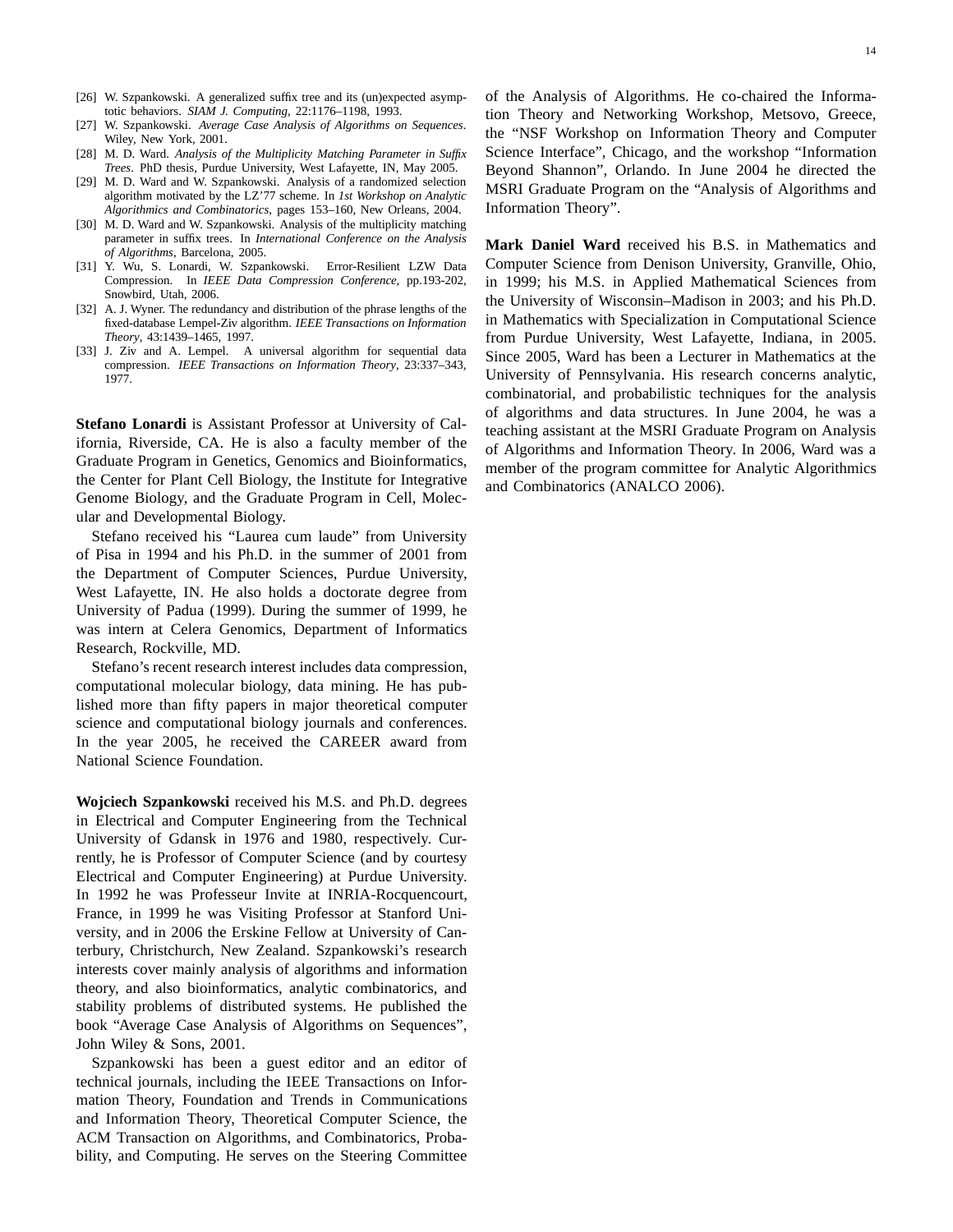[26] W. Szpankowski. A generalized suffix tree and its (un)expected asymptotic behaviors. *SIAM J. Computing*, 22:1176–1198, 1993.

[27] W. Szpankowski. *Average Case Analysis of Algorithms on Sequences*. Wiley, New York, 2001.

[28] M. D. Ward. *Analysis of the Multiplicity Matching Parameter in Suffix Trees*. PhD thesis, Purdue University, West Lafayette, IN, May 2005.

[29] M. D. Ward and W. Szpankowski. Analysis of a randomized selection algorithm motivated by the LZ'77 scheme. In *1st Workshop on Analytic Algorithmics and Combinatorics*, pages 153–160, New Orleans, 2004.

[30] M. D. Ward and W. Szpankowski. Analysis of the multiplicity matching parameter in suffix trees. In *International Conference on the Analysis of Algorithms*, Barcelona, 2005.

[31] Y. Wu, S. Lonardi, W. Szpankowski. Error-Resilient LZW Data Compression. In *IEEE Data Compression Conference*, pp.193-202, Snowbird, Utah, 2006.

[32] A. J. Wyner. The redundancy and distribution of the phrase lengths of the fixed-database Lempel-Ziv algorithm. *IEEE Transactions on Information Theory*, 43:1439–1465, 1997.

[33] J. Ziv and A. Lempel. A universal algorithm for sequential data compression. *IEEE Transactions on Information Theory*, 23:337–343, 1977.

**Stefano Lonardi** is Assistant Professor at University of California, Riverside, CA. He is also a faculty member of the Graduate Program in Genetics, Genomics and Bioinformatics, the Center for Plant Cell Biology, the Institute for Integrative Genome Biology, and the Graduate Program in Cell, Molecular and Developmental Biology.

Stefano received his "Laurea cum laude" from University of Pisa in 1994 and his Ph.D. in the summer of 2001 from the Department of Computer Sciences, Purdue University, West Lafayette, IN. He also holds a doctorate degree from University of Padua (1999). During the summer of 1999, he was intern at Celera Genomics, Department of Informatics Research, Rockville, MD.

Stefano's recent research interest includes data compression, computational molecular biology, data mining. He has published more than fifty papers in major theoretical computer science and computational biology journals and conferences. In the year 2005, he received the CAREER award from National Science Foundation.

**Wojciech Szpankowski** received his M.S. and Ph.D. degrees in Electrical and Computer Engineering from the Technical University of Gdansk in 1976 and 1980, respectively. Currently, he is Professor of Computer Science (and by courtesy Electrical and Computer Engineering) at Purdue University. In 1992 he was Professeur Invite at INRIA-Rocquencourt, France, in 1999 he was Visiting Professor at Stanford University, and in 2006 the Erskine Fellow at University of Canterbury, Christchurch, New Zealand. Szpankowski's research interests cover mainly analysis of algorithms and information theory, and also bioinformatics, analytic combinatorics, and stability problems of distributed systems. He published the book "Average Case Analysis of Algorithms on Sequences", John Wiley & Sons, 2001.

Szpankowski has been a guest editor and an editor of technical journals, including the IEEE Transactions on Information Theory, Foundation and Trends in Communications and Information Theory, Theoretical Computer Science, the ACM Transaction on Algorithms, and Combinatorics, Probability, and Computing. He serves on the Steering Committee of the Analysis of Algorithms. He co-chaired the Information Theory and Networking Workshop, Metsovo, Greece, the "NSF Workshop on Information Theory and Computer Science Interface", Chicago, and the workshop "Information Beyond Shannon", Orlando. In June 2004 he directed the MSRI Graduate Program on the "Analysis of Algorithms and Information Theory".

**Mark Daniel Ward** received his B.S. in Mathematics and Computer Science from Denison University, Granville, Ohio, in 1999; his M.S. in Applied Mathematical Sciences from the University of Wisconsin–Madison in 2003; and his Ph.D. in Mathematics with Specialization in Computational Science from Purdue University, West Lafayette, Indiana, in 2005. Since 2005, Ward has been a Lecturer in Mathematics at the University of Pennsylvania. His research concerns analytic, combinatorial, and probabilistic techniques for the analysis of algorithms and data structures. In June 2004, he was a teaching assistant at the MSRI Graduate Program on Analysis of Algorithms and Information Theory. In 2006, Ward was a member of the program committee for Analytic Algorithmics and Combinatorics (ANALCO 2006).